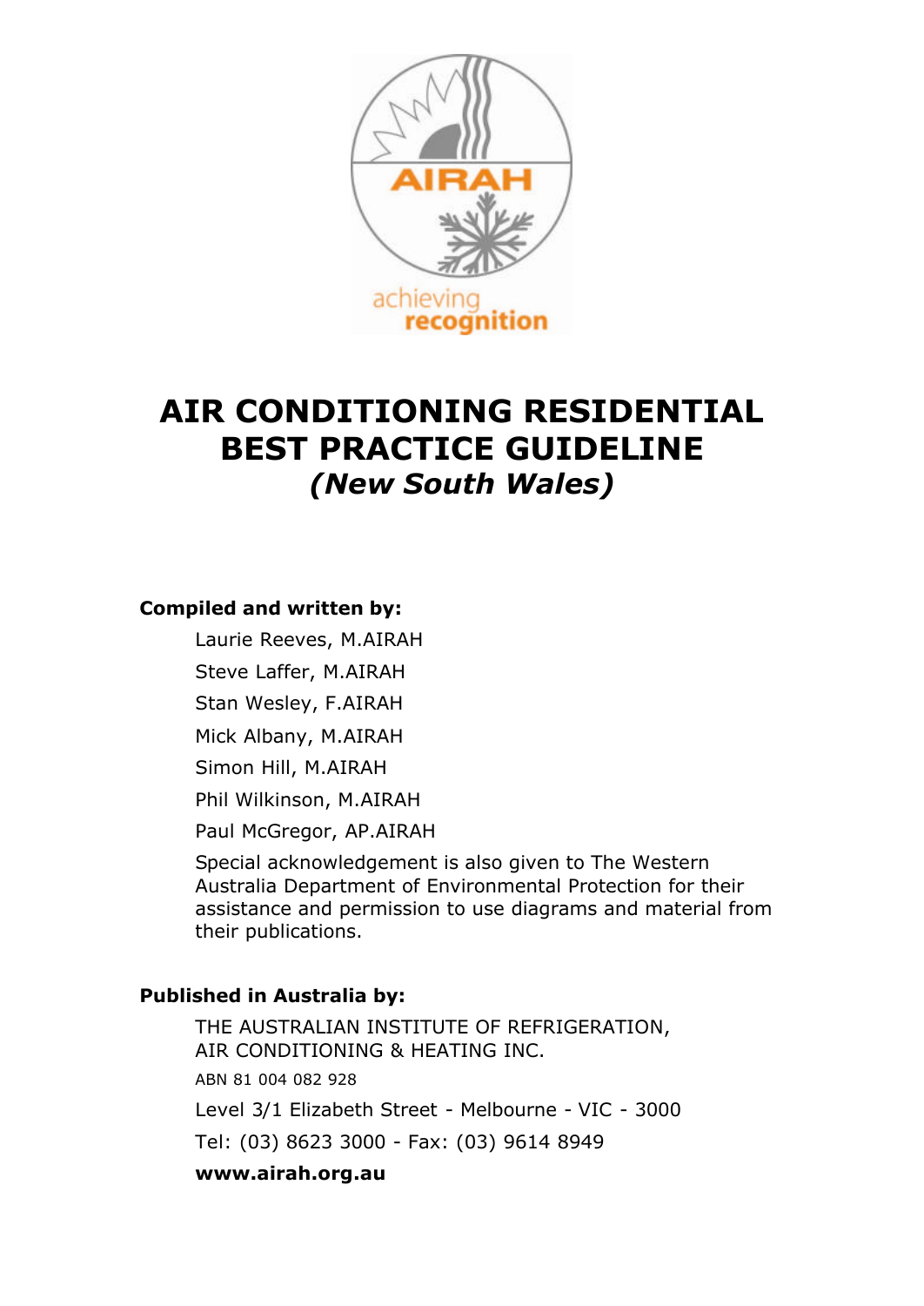# AIR CONDITIONING RESIDENTIAL BEST PRACTICE GUIDELINE

## *(New South Wales)*

**Compiled and written by:**

Laurie Reeves, M.AIRAH

Steve Laffer, M.AIRAH

Stan Wesley, F.AIRAH

Mick Albany, M.AIRAH

Simon Hill, M.AIRAH

Phil Wilkinson, M.AIRAH

Paul McGregor, AP.AIRAH

Special acknowledgement is also given to The Western Australia Department of Environmental Protection for their assistance and permission to use diagrams and material from their publications.

**Published in Australia by:**

THE AUSTRALIAN INSTITUTE OF REFRIGERATION, AIR CONDITIONING & HEATING INC.

ABN 81 004 082 928

Level 3/1 Elizabeth Street - Melbourne - VIC - 3000

Tel: (03) 8623 3000 - Fax: (03) 9614 8949

**www.airah.org.au**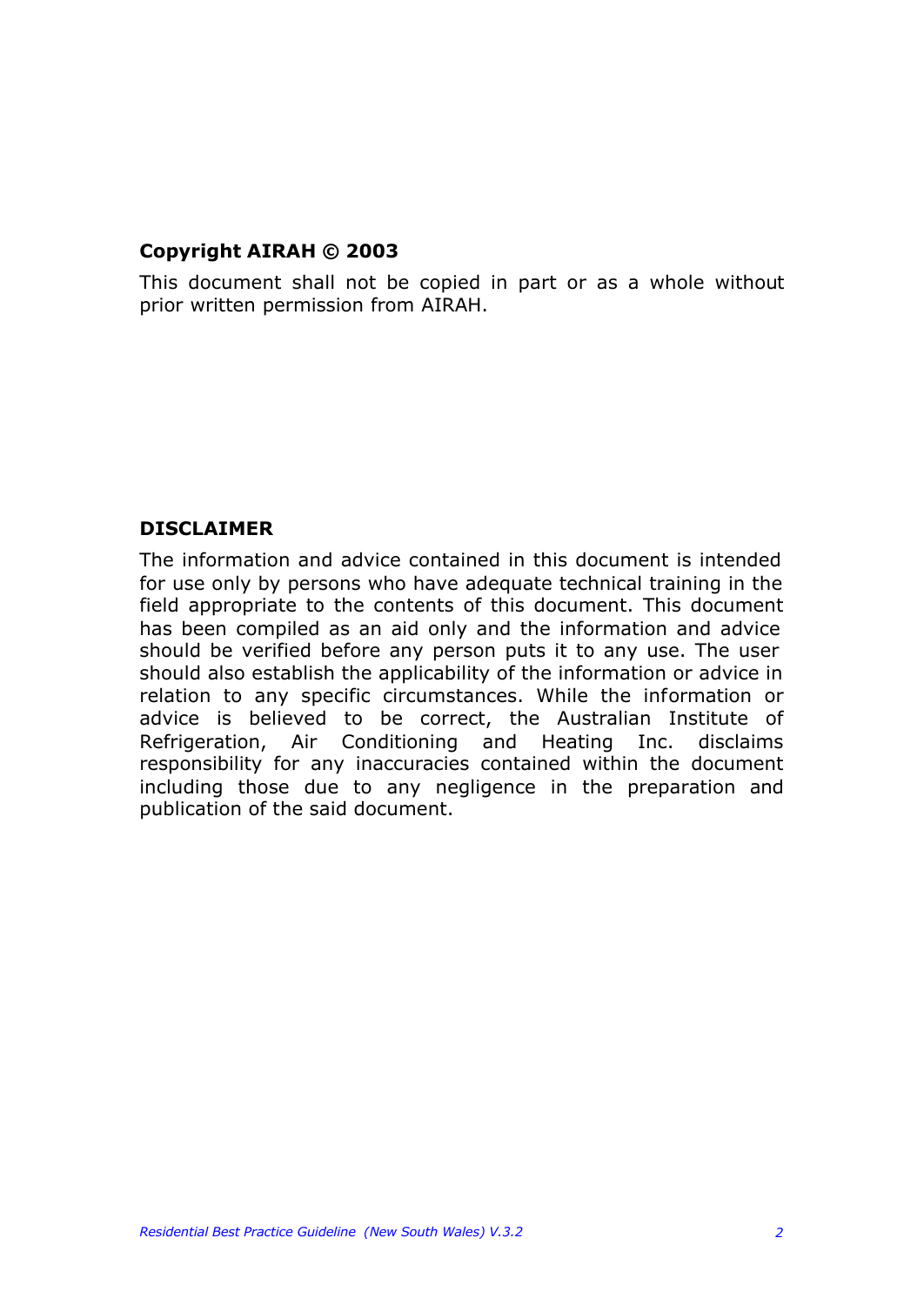**Copyright AIRAH © 2003**

This document shall not be copied in part or as a whole without prior written permission from AIRAH.

**DISCLAIMER**

The information and advice contained in this document is intended for use only by persons who have adequate technical training in the field appropriate to the contents of this document. This document has been compiled as an aid only and the information and advice should be verified before any person puts it to any use. The user should also establish the applicability of the information or advice in relation to any specific circumstances. While the information or advice is believed to be correct, the Australian Institute of Refrigeration, Air Conditioning and Heating Inc. disclaims responsibility for any inaccuracies contained within the document including those due to any negligence in the preparation and publication of the said document.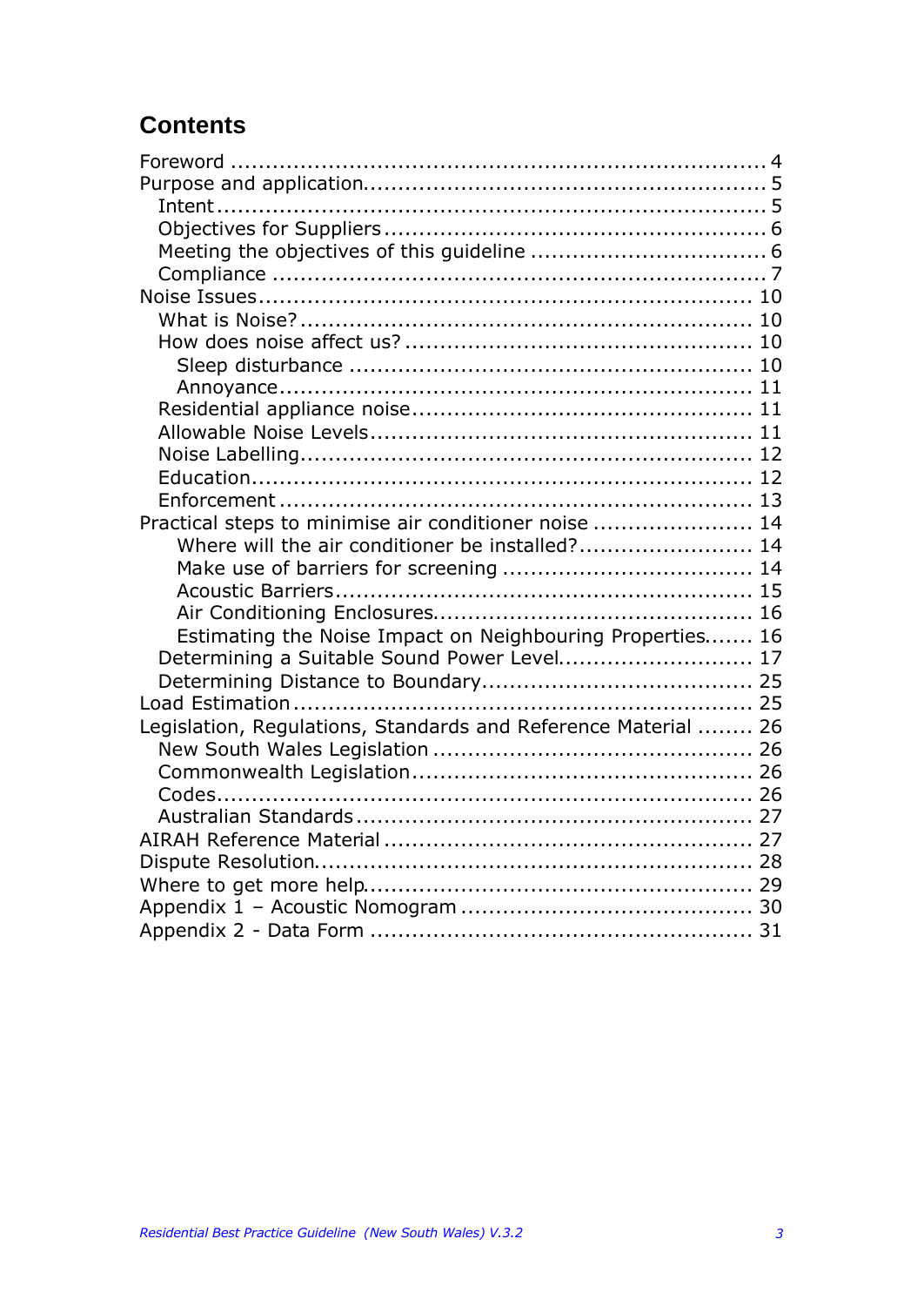## Contents

Foreword ........................................................................ 4
Purpose and application........................................................ 5
  Intent ........................................................................ 5
  Objectives for Suppliers ...................................................... 6
  Meeting the objectives of this guideline ...................................... 6
  Compliance .................................................................... 7
Noise Issues..................................................................... 10
  What is Noise? ................................................................ 10
  How does noise affect us? ..................................................... 10
    Sleep disturbance ........................................................... 10
    Annoyance.................................................................... 11
  Residential appliance noise.................................................... 11
  Allowable Noise Levels......................................................... 11
  Noise Labelling................................................................ 12
  Education...................................................................... 12
  Enforcement ................................................................... 13
Practical steps to minimise air conditioner noise ............................... 14
    Where will the air conditioner be installed?................................. 14
    Make use of barriers for screening .......................................... 14
    Acoustic Barriers............................................................ 15
    Air Conditioning Enclosures.................................................. 16
    Estimating the Noise Impact on Neighbouring Properties....... 16
  Determining a Suitable Sound Power Level...................................... 17
  Determining Distance to Boundary............................................... 25
Load Estimation.................................................................. 25
Legislation, Regulations, Standards and Reference Material ........ 26
  New South Wales Legislation ................................................... 26
  Commonwealth Legislation........................................................ 26
  Codes.......................................................................... 26
  Australian Standards............................................................ 27
AIRAH Reference Material ........................................................ 27
Dispute Resolution............................................................... 28
Where to get more help........................................................... 29
Appendix 1 – Acoustic Nomogram .................................................. 30
Appendix 2 - Data Form .......................................................... 31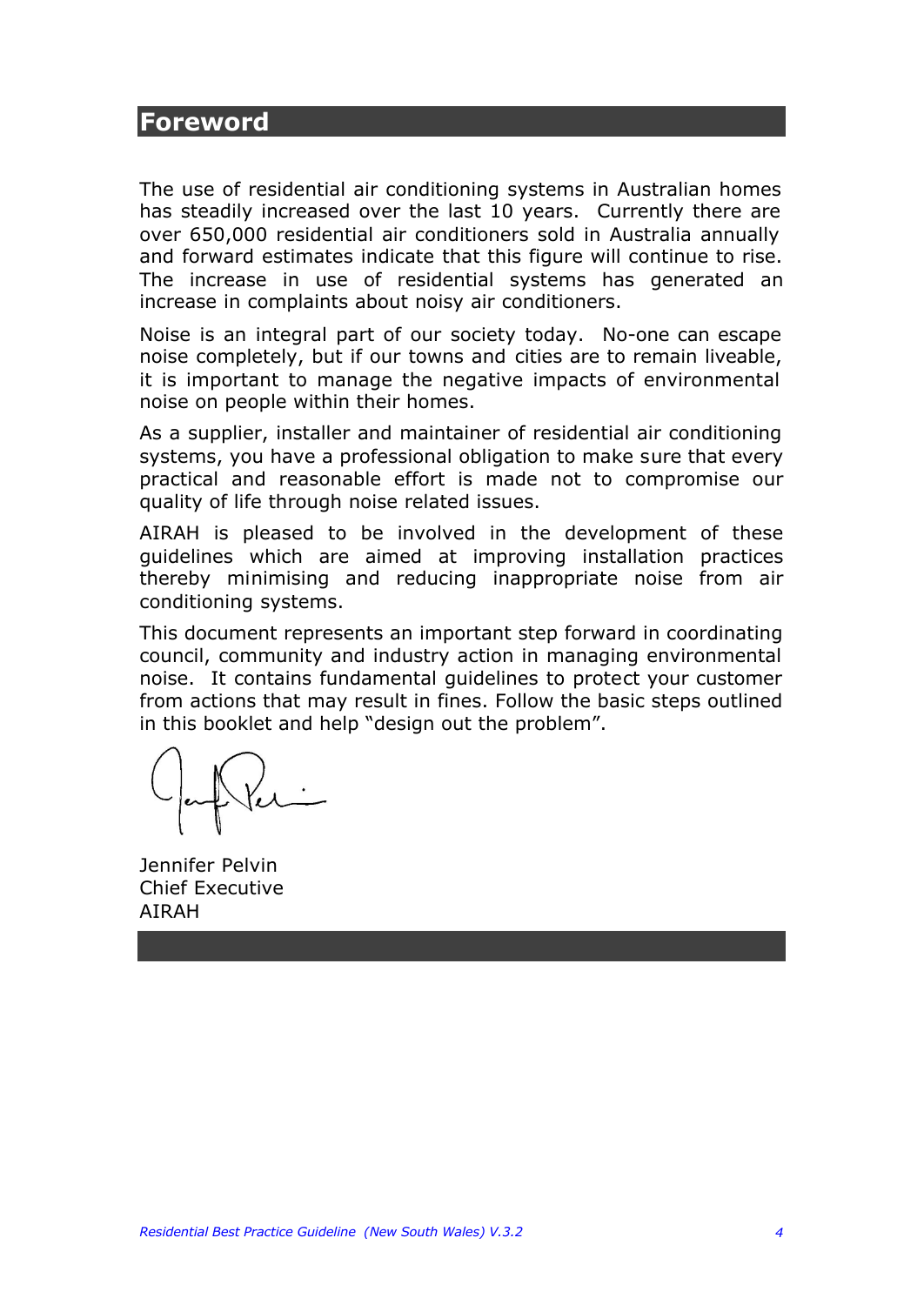# Foreword

The use of residential air conditioning systems in Australian homes has steadily increased over the last 10 years. Currently there are over 650,000 residential air conditioners sold in Australia annually and forward estimates indicate that this figure will continue to rise. The increase in use of residential systems has generated an increase in complaints about noisy air conditioners.

Noise is an integral part of our society today. No-one can escape noise completely, but if our towns and cities are to remain liveable, it is important to manage the negative impacts of environmental noise on people within their homes.

As a supplier, installer and maintainer of residential air conditioning systems, you have a professional obligation to make sure that every practical and reasonable effort is made not to compromise our quality of life through noise related issues.

AIRAH is pleased to be involved in the development of these guidelines which are aimed at improving installation practices thereby minimising and reducing inappropriate noise from air conditioning systems.

This document represents an important step forward in coordinating council, community and industry action in managing environmental noise. It contains fundamental guidelines to protect your customer from actions that may result in fines. Follow the basic steps outlined in this booklet and help "design out the problem".

Jennifer Pelvin
Chief Executive
AIRAH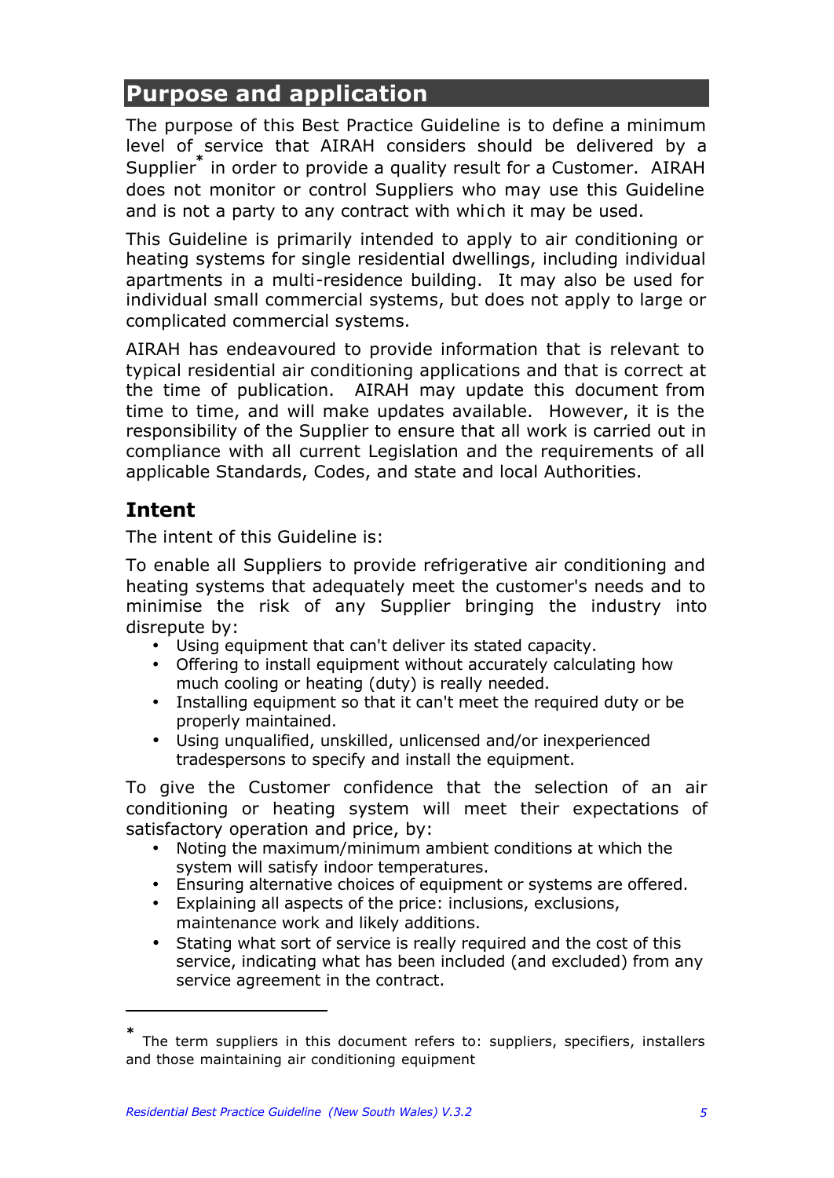# Purpose and application

The purpose of this Best Practice Guideline is to define a minimum level of service that AIRAH considers should be delivered by a Supplier* in order to provide a quality result for a Customer. AIRAH does not monitor or control Suppliers who may use this Guideline and is not a party to any contract with which it may be used.

This Guideline is primarily intended to apply to air conditioning or heating systems for single residential dwellings, including individual apartments in a multi-residence building. It may also be used for individual small commercial systems, but does not apply to large or complicated commercial systems.

AIRAH has endeavoured to provide information that is relevant to typical residential air conditioning applications and that is correct at the time of publication. AIRAH may update this document from time to time, and will make updates available. However, it is the responsibility of the Supplier to ensure that all work is carried out in compliance with all current Legislation and the requirements of all applicable Standards, Codes, and state and local Authorities.

## Intent

The intent of this Guideline is:

To enable all Suppliers to provide refrigerative air conditioning and heating systems that adequately meet the customer's needs and to minimise the risk of any Supplier bringing the industry into disrepute by:

- Using equipment that can't deliver its stated capacity.
- Offering to install equipment without accurately calculating how much cooling or heating (duty) is really needed.
- Installing equipment so that it can't meet the required duty or be properly maintained.
- Using unqualified, unskilled, unlicensed and/or inexperienced tradespersons to specify and install the equipment.

To give the Customer confidence that the selection of an air conditioning or heating system will meet their expectations of satisfactory operation and price, by:

- Noting the maximum/minimum ambient conditions at which the system will satisfy indoor temperatures.
- Ensuring alternative choices of equipment or systems are offered.
- Explaining all aspects of the price: inclusions, exclusions, maintenance work and likely additions.
- Stating what sort of service is really required and the cost of this service, indicating what has been included (and excluded) from any service agreement in the contract.

---

* The term suppliers in this document refers to: suppliers, specifiers, installers and those maintaining air conditioning equipment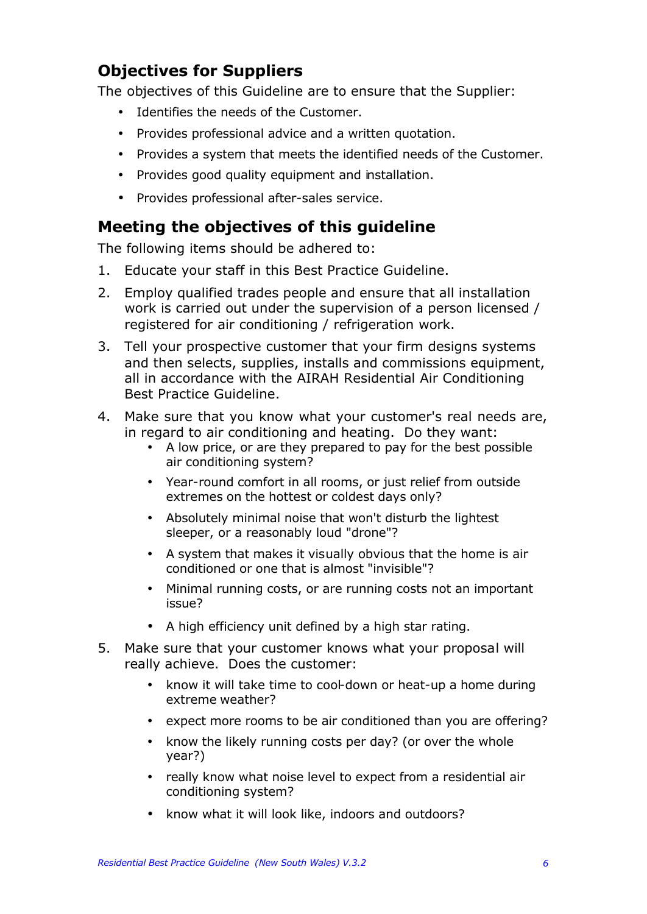## Objectives for Suppliers

The objectives of this Guideline are to ensure that the Supplier:

- Identifies the needs of the Customer.
- Provides professional advice and a written quotation.
- Provides a system that meets the identified needs of the Customer.
- Provides good quality equipment and installation.
- Provides professional after-sales service.

## Meeting the objectives of this guideline

The following items should be adhered to:

1. Educate your staff in this Best Practice Guideline.
2. Employ qualified trades people and ensure that all installation work is carried out under the supervision of a person licensed / registered for air conditioning / refrigeration work.
3. Tell your prospective customer that your firm designs systems and then selects, supplies, installs and commissions equipment, all in accordance with the AIRAH Residential Air Conditioning Best Practice Guideline.
4. Make sure that you know what your customer's real needs are, in regard to air conditioning and heating. Do they want:
   - A low price, or are they prepared to pay for the best possible air conditioning system?
   - Year-round comfort in all rooms, or just relief from outside extremes on the hottest or coldest days only?
   - Absolutely minimal noise that won't disturb the lightest sleeper, or a reasonably loud "drone"?
   - A system that makes it visually obvious that the home is air conditioned or one that is almost "invisible"?
   - Minimal running costs, or are running costs not an important issue?
   - A high efficiency unit defined by a high star rating.
5. Make sure that your customer knows what your proposal will really achieve. Does the customer:
   - know it will take time to cool-down or heat-up a home during extreme weather?
   - expect more rooms to be air conditioned than you are offering?
   - know the likely running costs per day? (or over the whole year?)
   - really know what noise level to expect from a residential air conditioning system?
   - know what it will look like, indoors and outdoors?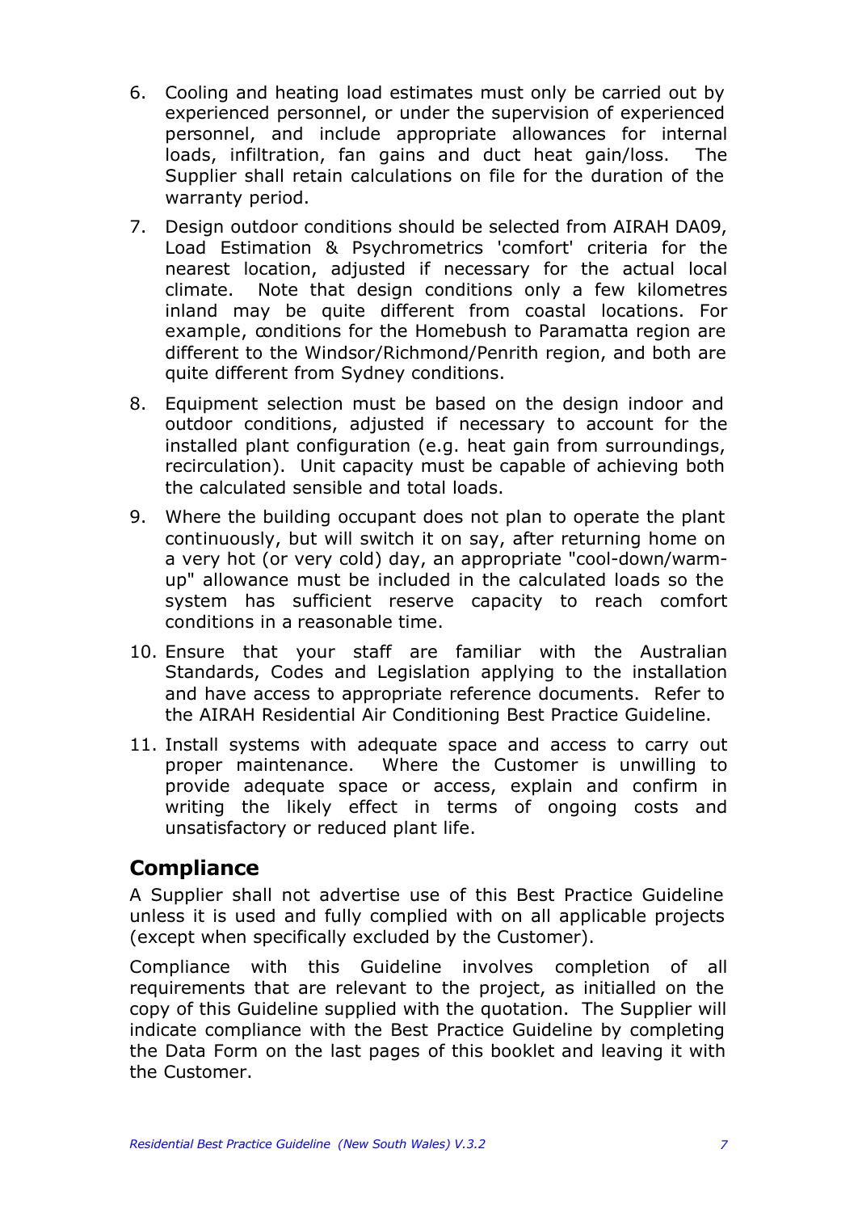6. Cooling and heating load estimates must only be carried out by experienced personnel, or under the supervision of experienced personnel, and include appropriate allowances for internal loads, infiltration, fan gains and duct heat gain/loss. The Supplier shall retain calculations on file for the duration of the warranty period.

7. Design outdoor conditions should be selected from AIRAH DA09, Load Estimation & Psychrometrics 'comfort' criteria for the nearest location, adjusted if necessary for the actual local climate. Note that design conditions only a few kilometres inland may be quite different from coastal locations. For example, conditions for the Homebush to Paramatta region are different to the Windsor/Richmond/Penrith region, and both are quite different from Sydney conditions.

8. Equipment selection must be based on the design indoor and outdoor conditions, adjusted if necessary to account for the installed plant configuration (e.g. heat gain from surroundings, recirculation). Unit capacity must be capable of achieving both the calculated sensible and total loads.

9. Where the building occupant does not plan to operate the plant continuously, but will switch it on say, after returning home on a very hot (or very cold) day, an appropriate "cool-down/warm-up" allowance must be included in the calculated loads so the system has sufficient reserve capacity to reach comfort conditions in a reasonable time.

10. Ensure that your staff are familiar with the Australian Standards, Codes and Legislation applying to the installation and have access to appropriate reference documents. Refer to the AIRAH Residential Air Conditioning Best Practice Guideline.

11. Install systems with adequate space and access to carry out proper maintenance. Where the Customer is unwilling to provide adequate space or access, explain and confirm in writing the likely effect in terms of ongoing costs and unsatisfactory or reduced plant life.

## Compliance

A Supplier shall not advertise use of this Best Practice Guideline unless it is used and fully complied with on all applicable projects (except when specifically excluded by the Customer).

Compliance with this Guideline involves completion of all requirements that are relevant to the project, as initialled on the copy of this Guideline supplied with the quotation. The Supplier will indicate compliance with the Best Practice Guideline by completing the Data Form on the last pages of this booklet and leaving it with the Customer.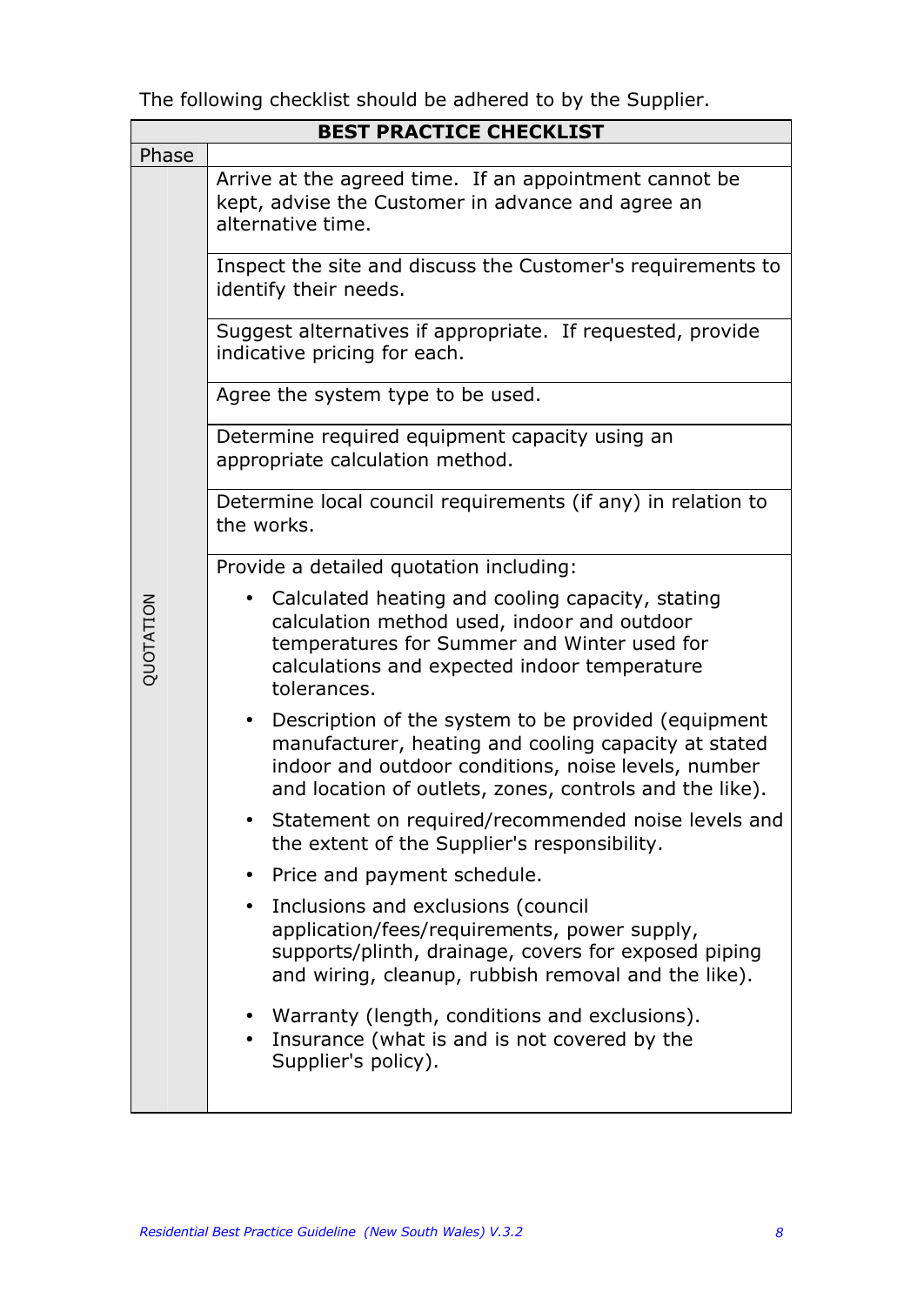The following checklist should be adhered to by the Supplier.

| BEST PRACTICE CHECKLIST | |
|---|---|
| Phase | |
| QUOTATION | Arrive at the agreed time. If an appointment cannot be kept, advise the Customer in advance and agree an alternative time. |
| | Inspect the site and discuss the Customer's requirements to identify their needs. |
| | Suggest alternatives if appropriate. If requested, provide indicative pricing for each. |
| | Agree the system type to be used. |
| | Determine required equipment capacity using an appropriate calculation method. |
| | Determine local council requirements (if any) in relation to the works. |
| | Provide a detailed quotation including:<br>• Calculated heating and cooling capacity, stating calculation method used, indoor and outdoor temperatures for Summer and Winter used for calculations and expected indoor temperature tolerances.<br>• Description of the system to be provided (equipment manufacturer, heating and cooling capacity at stated indoor and outdoor conditions, noise levels, number and location of outlets, zones, controls and the like).<br>• Statement on required/recommended noise levels and the extent of the Supplier's responsibility.<br>• Price and payment schedule.<br>• Inclusions and exclusions (council application/fees/requirements, power supply, supports/plinth, drainage, covers for exposed piping and wiring, cleanup, rubbish removal and the like).<br>• Warranty (length, conditions and exclusions).<br>• Insurance (what is and is not covered by the Supplier's policy). |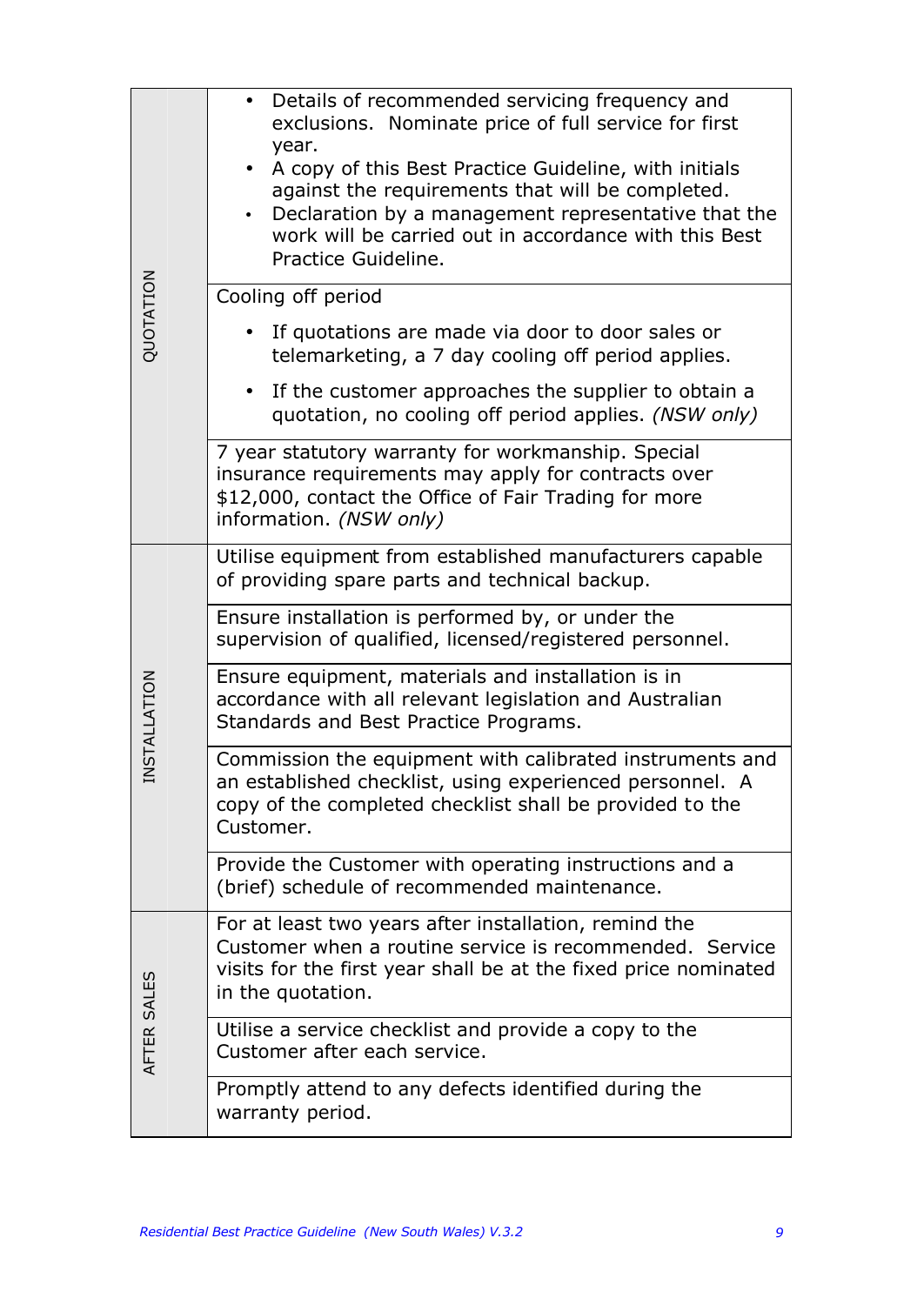| | |
|---|---|
| QUOTATION | • Details of recommended servicing frequency and exclusions. Nominate price of full service for first year.<br>• A copy of this Best Practice Guideline, with initials against the requirements that will be completed.<br>• Declaration by a management representative that the work will be carried out in accordance with this Best Practice Guideline. |
| | Cooling off period<br>• If quotations are made via door to door sales or telemarketing, a 7 day cooling off period applies.<br>• If the customer approaches the supplier to obtain a quotation, no cooling off period applies. *(NSW only)* |
| | 7 year statutory warranty for workmanship. Special insurance requirements may apply for contracts over $12,000, contact the Office of Fair Trading for more information. *(NSW only)* |
| INSTALLATION | Utilise equipment from established manufacturers capable of providing spare parts and technical backup. |
| | Ensure installation is performed by, or under the supervision of qualified, licensed/registered personnel. |
| | Ensure equipment, materials and installation is in accordance with all relevant legislation and Australian Standards and Best Practice Programs. |
| | Commission the equipment with calibrated instruments and an established checklist, using experienced personnel. A copy of the completed checklist shall be provided to the Customer. |
| | Provide the Customer with operating instructions and a (brief) schedule of recommended maintenance. |
| AFTER SALES | For at least two years after installation, remind the Customer when a routine service is recommended. Service visits for the first year shall be at the fixed price nominated in the quotation. |
| | Utilise a service checklist and provide a copy to the Customer after each service. |
| | Promptly attend to any defects identified during the warranty period. |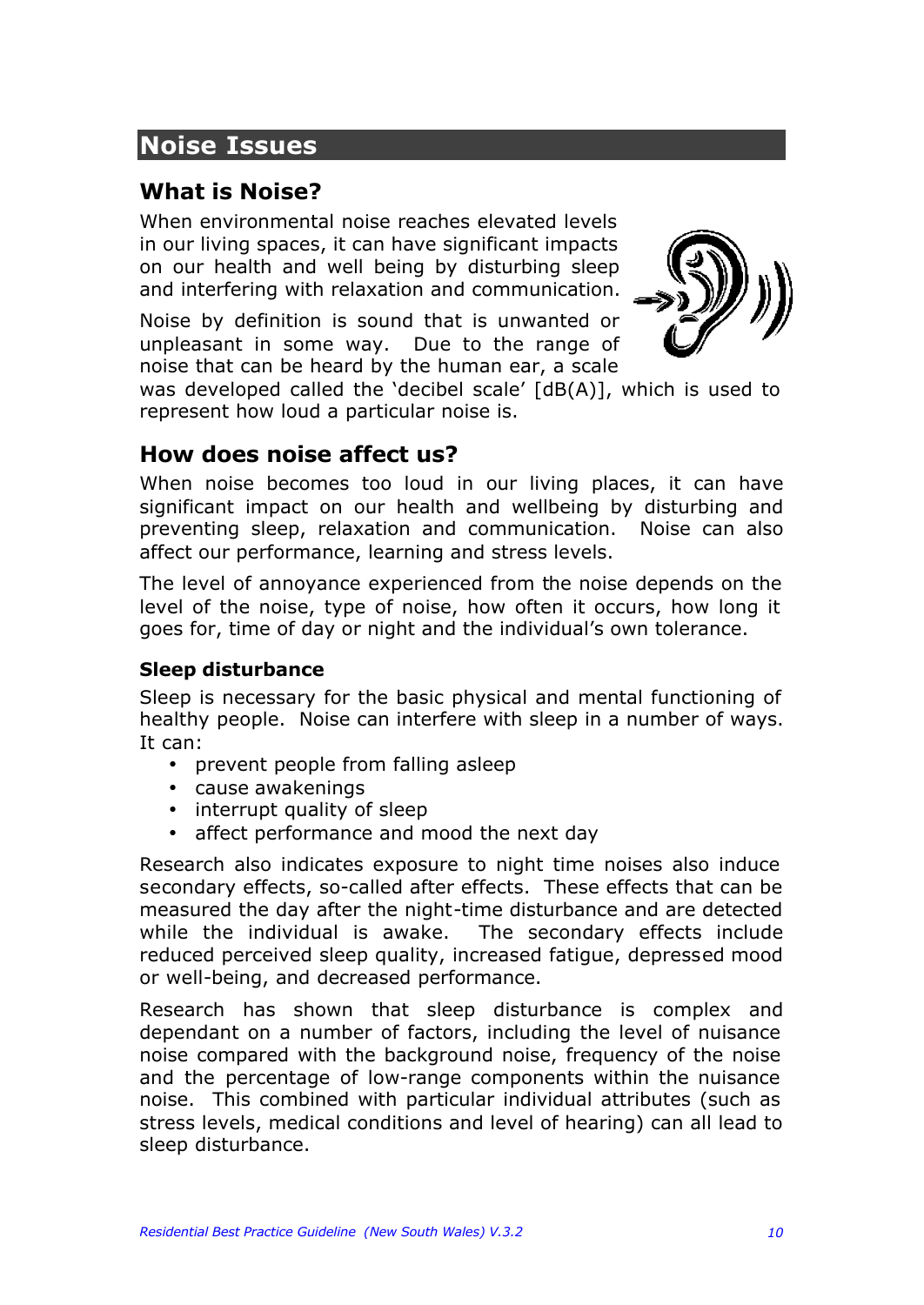## Noise Issues

### What is Noise?

When environmental noise reaches elevated levels in our living spaces, it can have significant impacts on our health and well being by disturbing sleep and interfering with relaxation and communication.

Noise by definition is sound that is unwanted or unpleasant in some way. Due to the range of noise that can be heard by the human ear, a scale was developed called the 'decibel scale' [dB(A)], which is used to represent how loud a particular noise is.

### How does noise affect us?

When noise becomes too loud in our living places, it can have significant impact on our health and wellbeing by disturbing and preventing sleep, relaxation and communication. Noise can also affect our performance, learning and stress levels.

The level of annoyance experienced from the noise depends on the level of the noise, type of noise, how often it occurs, how long it goes for, time of day or night and the individual's own tolerance.

#### Sleep disturbance

Sleep is necessary for the basic physical and mental functioning of healthy people. Noise can interfere with sleep in a number of ways. It can:

- prevent people from falling asleep
- cause awakenings
- interrupt quality of sleep
- affect performance and mood the next day

Research also indicates exposure to night time noises also induce secondary effects, so-called after effects. These effects that can be measured the day after the night-time disturbance and are detected while the individual is awake. The secondary effects include reduced perceived sleep quality, increased fatigue, depressed mood or well-being, and decreased performance.

Research has shown that sleep disturbance is complex and dependant on a number of factors, including the level of nuisance noise compared with the background noise, frequency of the noise and the percentage of low-range components within the nuisance noise. This combined with particular individual attributes (such as stress levels, medical conditions and level of hearing) can all lead to sleep disturbance.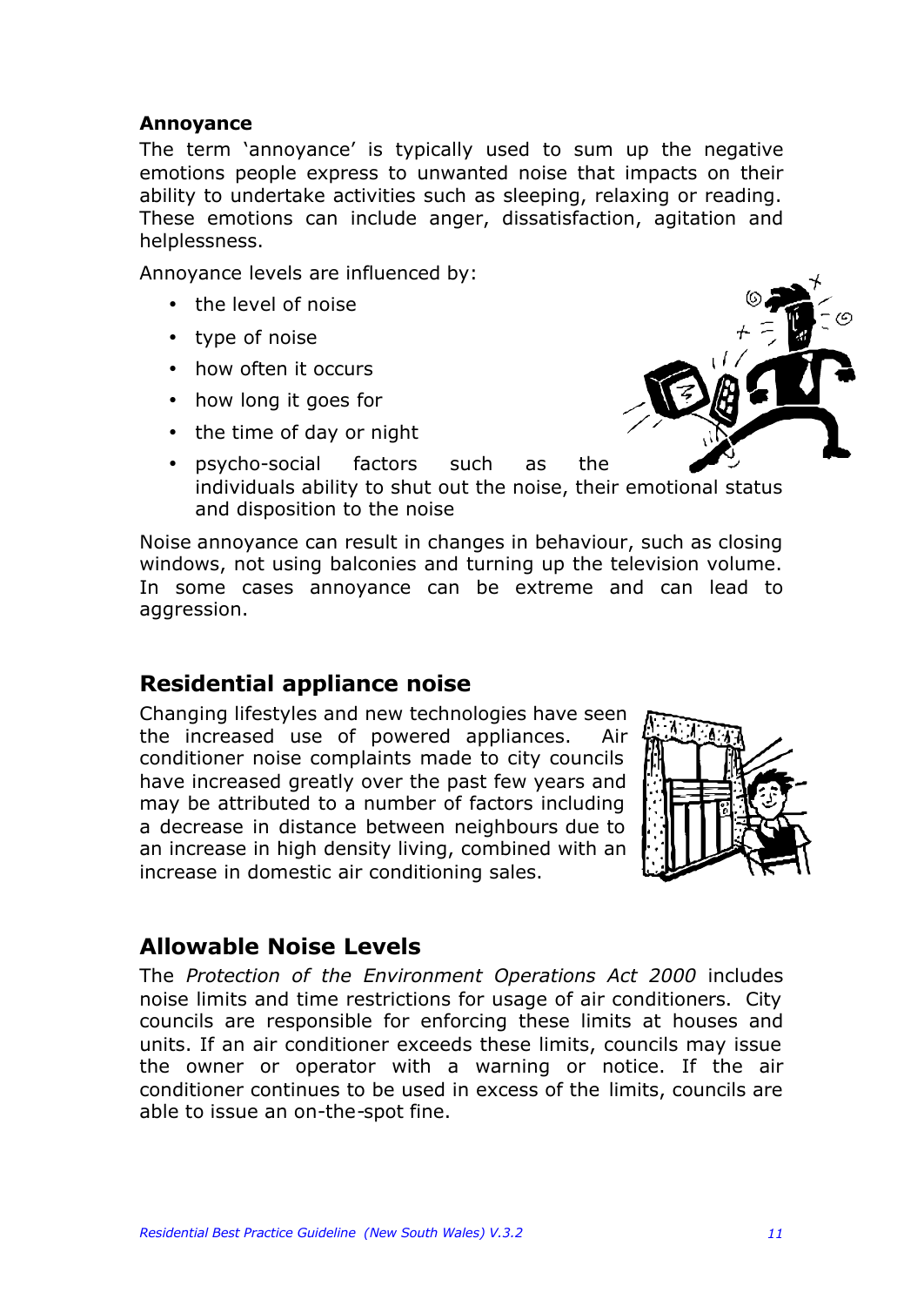**Annoyance**

The term 'annoyance' is typically used to sum up the negative emotions people express to unwanted noise that impacts on their ability to undertake activities such as sleeping, relaxing or reading. These emotions can include anger, dissatisfaction, agitation and helplessness.

Annoyance levels are influenced by:

- the level of noise
- type of noise
- how often it occurs
- how long it goes for
- the time of day or night
- psycho-social factors such as the individuals ability to shut out the noise, their emotional status and disposition to the noise

Noise annoyance can result in changes in behaviour, such as closing windows, not using balconies and turning up the television volume. In some cases annoyance can be extreme and can lead to aggression.

## Residential appliance noise

Changing lifestyles and new technologies have seen the increased use of powered appliances. Air conditioner noise complaints made to city councils have increased greatly over the past few years and may be attributed to a number of factors including a decrease in distance between neighbours due to an increase in high density living, combined with an increase in domestic air conditioning sales.

## Allowable Noise Levels

The *Protection of the Environment Operations Act 2000* includes noise limits and time restrictions for usage of air conditioners. City councils are responsible for enforcing these limits at houses and units. If an air conditioner exceeds these limits, councils may issue the owner or operator with a warning or notice. If the air conditioner continues to be used in excess of the limits, councils are able to issue an on-the-spot fine.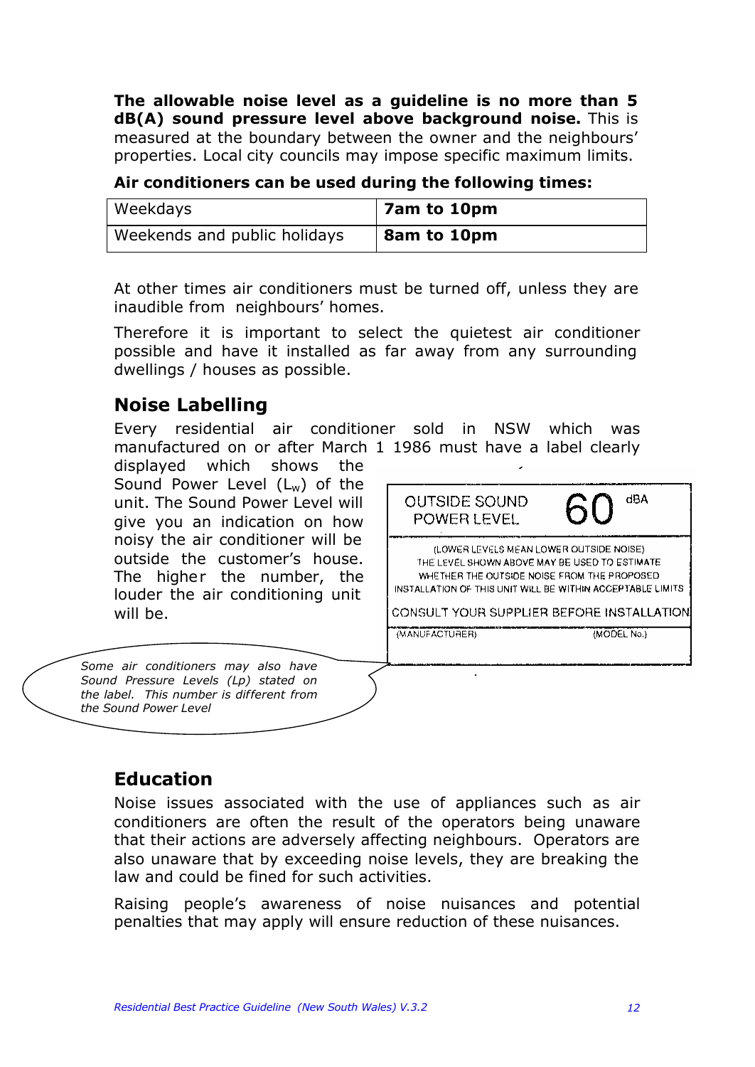**The allowable noise level as a guideline is no more than 5 dB(A) sound pressure level above background noise.** This is measured at the boundary between the owner and the neighbours' properties. Local city councils may impose specific maximum limits.

**Air conditioners can be used during the following times:**

| | |
|---|---|
| Weekdays | **7am to 10pm** |
| Weekends and public holidays | **8am to 10pm** |

At other times air conditioners must be turned off, unless they are inaudible from neighbours' homes.

Therefore it is important to select the quietest air conditioner possible and have it installed as far away from any surrounding dwellings / houses as possible.

## Noise Labelling

Every residential air conditioner sold in NSW which was manufactured on or after March 1 1986 must have a label clearly displayed which shows the Sound Power Level ($L_w$) of the unit. The Sound Power Level will give you an indication on how noisy the air conditioner will be outside the customer's house. The higher the number, the louder the air conditioning unit will be.

OUTSIDE SOUND POWER LEVEL 60 dBA

(LOWER LEVELS MEAN LOWER OUTSIDE NOISE)
THE LEVEL SHOWN ABOVE MAY BE USED TO ESTIMATE WHETHER THE OUTSIDE NOISE FROM THE PROPOSED INSTALLATION OF THIS UNIT WILL BE WITHIN ACCEPTABLE LIMITS

CONSULT YOUR SUPPLIER BEFORE INSTALLATION

(MANUFACTURER) (MODEL No.)

*Some air conditioners may also have Sound Pressure Levels (Lp) stated on the label. This number is different from the Sound Power Level*

## Education

Noise issues associated with the use of appliances such as air conditioners are often the result of the operators being unaware that their actions are adversely affecting neighbours. Operators are also unaware that by exceeding noise levels, they are breaking the law and could be fined for such activities.

Raising people's awareness of noise nuisances and potential penalties that may apply will ensure reduction of these nuisances.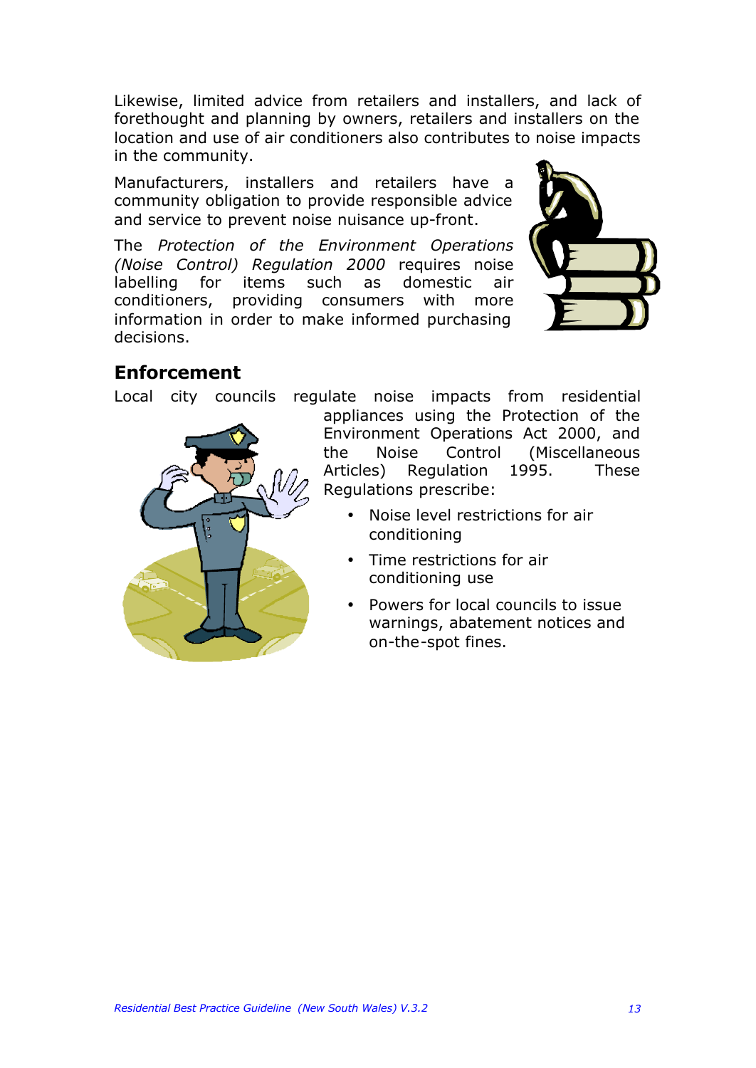Likewise, limited advice from retailers and installers, and lack of forethought and planning by owners, retailers and installers on the location and use of air conditioners also contributes to noise impacts in the community.

Manufacturers, installers and retailers have a community obligation to provide responsible advice and service to prevent noise nuisance up-front.

The *Protection of the Environment Operations (Noise Control) Regulation 2000* requires noise labelling for items such as domestic air conditioners, providing consumers with more information in order to make informed purchasing decisions.

## Enforcement

Local city councils regulate noise impacts from residential appliances using the Protection of the Environment Operations Act 2000, and the Noise Control (Miscellaneous Articles) Regulation 1995. These Regulations prescribe:

- Noise level restrictions for air conditioning
- Time restrictions for air conditioning use
- Powers for local councils to issue warnings, abatement notices and on-the-spot fines.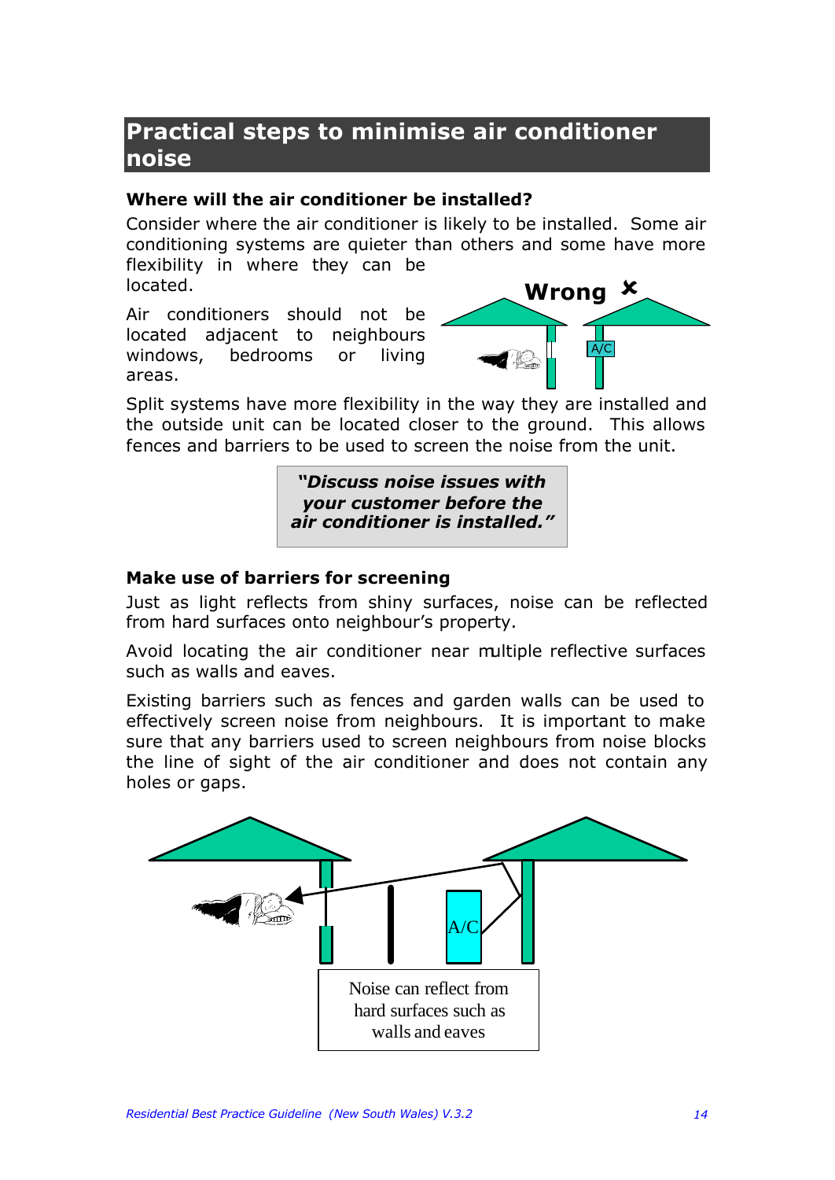## Practical steps to minimise air conditioner noise

### Where will the air conditioner be installed?

Consider where the air conditioner is likely to be installed. Some air conditioning systems are quieter than others and some have more flexibility in where they can be located.

Air conditioners should not be located adjacent to neighbours windows, bedrooms or living areas.

Wrong ✗

A/C

Split systems have more flexibility in the way they are installed and the outside unit can be located closer to the ground. This allows fences and barriers to be used to screen the noise from the unit.

> ***"Discuss noise issues with your customer before the air conditioner is installed."***

### Make use of barriers for screening

Just as light reflects from shiny surfaces, noise can be reflected from hard surfaces onto neighbour's property.

Avoid locating the air conditioner near multiple reflective surfaces such as walls and eaves.

Existing barriers such as fences and garden walls can be used to effectively screen noise from neighbours. It is important to make sure that any barriers used to screen neighbours from noise blocks the line of sight of the air conditioner and does not contain any holes or gaps.

A/C

Noise can reflect from hard surfaces such as walls and eaves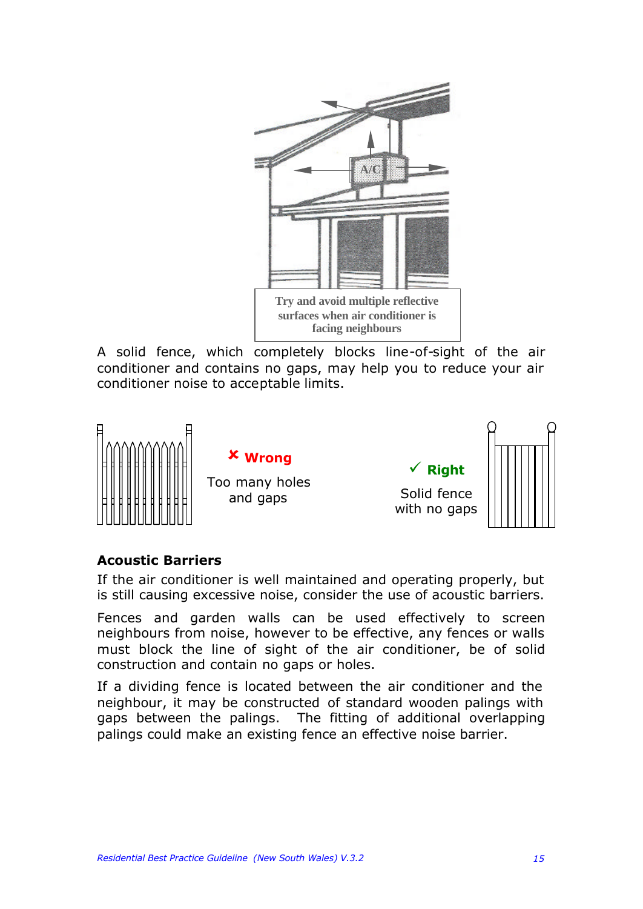Try and avoid multiple reflective surfaces when air conditioner is facing neighbours

A solid fence, which completely blocks line-of-sight of the air conditioner and contains no gaps, may help you to reduce your air conditioner noise to acceptable limits.

✘ **Wrong**

Too many holes and gaps

✓ **Right**

Solid fence with no gaps

**Acoustic Barriers**

If the air conditioner is well maintained and operating properly, but is still causing excessive noise, consider the use of acoustic barriers.

Fences and garden walls can be used effectively to screen neighbours from noise, however to be effective, any fences or walls must block the line of sight of the air conditioner, be of solid construction and contain no gaps or holes.

If a dividing fence is located between the air conditioner and the neighbour, it may be constructed of standard wooden palings with gaps between the palings. The fitting of additional overlapping palings could make an existing fence an effective noise barrier.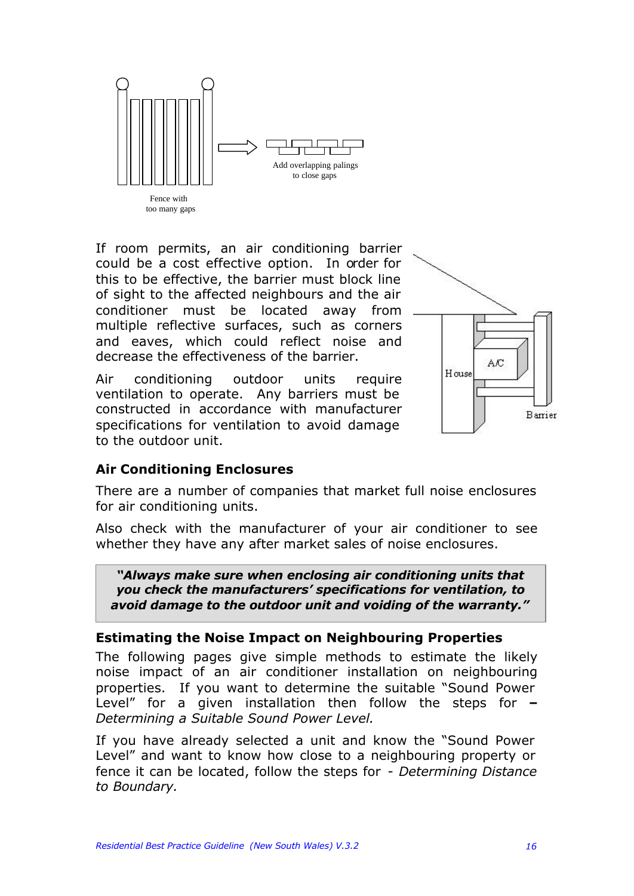Fence with
too many gaps

Add overlapping palings
to close gaps

If room permits, an air conditioning barrier could be a cost effective option. In order for this to be effective, the barrier must block line of sight to the affected neighbours and the air conditioner must be located away from multiple reflective surfaces, such as corners and eaves, which could reflect noise and decrease the effectiveness of the barrier.

Air conditioning outdoor units require ventilation to operate. Any barriers must be constructed in accordance with manufacturer specifications for ventilation to avoid damage to the outdoor unit.

House

A/C

Barrier

### Air Conditioning Enclosures

There are a number of companies that market full noise enclosures for air conditioning units.

Also check with the manufacturer of your air conditioner to see whether they have any after market sales of noise enclosures.

> ***"Always make sure when enclosing air conditioning units that you check the manufacturers' specifications for ventilation, to avoid damage to the outdoor unit and voiding of the warranty."***

### Estimating the Noise Impact on Neighbouring Properties

The following pages give simple methods to estimate the likely noise impact of an air conditioner installation on neighbouring properties. If you want to determine the suitable "Sound Power Level" for a given installation then follow the steps for **–** *Determining a Suitable Sound Power Level.*

If you have already selected a unit and know the "Sound Power Level" and want to know how close to a neighbouring property or fence it can be located, follow the steps for - *Determining Distance to Boundary.*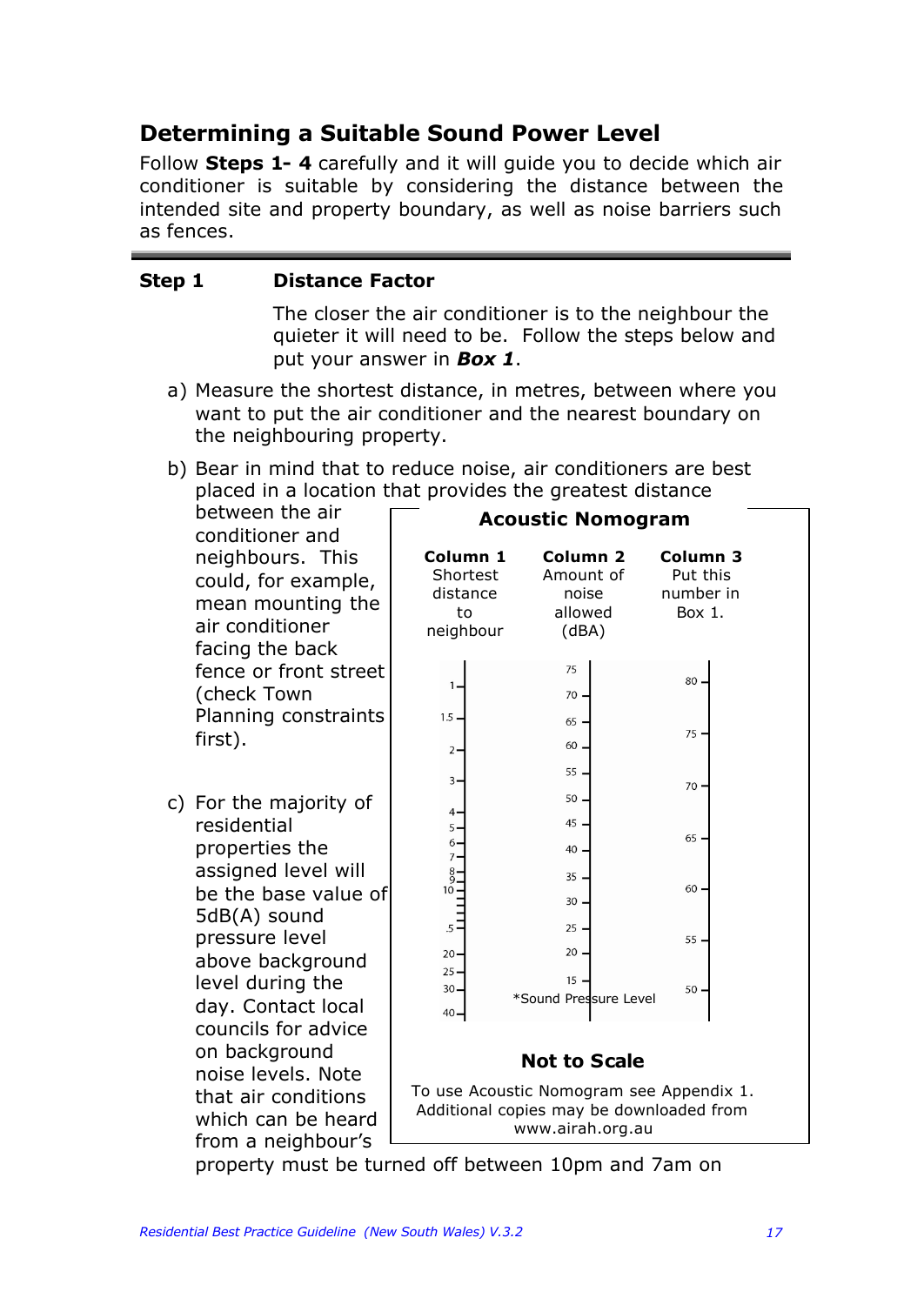## Determining a Suitable Sound Power Level

Follow **Steps 1- 4** carefully and it will guide you to decide which air conditioner is suitable by considering the distance between the intended site and property boundary, as well as noise barriers such as fences.

---

**Step 1 Distance Factor**

The closer the air conditioner is to the neighbour the quieter it will need to be. Follow the steps below and put your answer in ***Box 1***.

a) Measure the shortest distance, in metres, between where you want to put the air conditioner and the nearest boundary on the neighbouring property.

b) Bear in mind that to reduce noise, air conditioners are best placed in a location that provides the greatest distance between the air conditioner and neighbours. This could, for example, mean mounting the air conditioner facing the back fence or front street (check Town Planning constraints first).

c) For the majority of residential properties the assigned level will be the base value of 5dB(A) sound pressure level above background level during the day. Contact local councils for advice on background noise levels. Note that air conditions which can be heard from a neighbour's property must be turned off between 10pm and 7am on

**Acoustic Nomogram**

**Column 1** Shortest distance to neighbour

**Column 2** Amount of noise allowed (dBA)

**Column 3** Put this number in Box 1.

Column 1: 1, 1.5, 2, 3, 4, 5, 6, 7, 8, 9, 10, .5, 20, 25, 30, 40

Column 2: 75, 70, 65, 60, 55, 50, 45, 40, 35, 30, 25, 20, 15

*Sound Pressure Level

Column 3: 80, 75, 70, 65, 60, 55, 50

**Not to Scale**

To use Acoustic Nomogram see Appendix 1. Additional copies may be downloaded from www.airah.org.au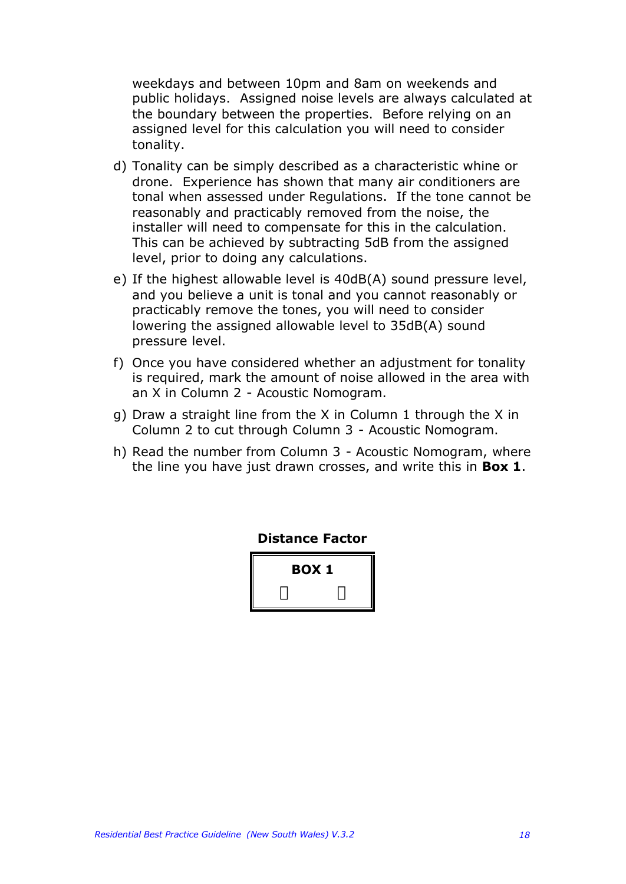weekdays and between 10pm and 8am on weekends and public holidays. Assigned noise levels are always calculated at the boundary between the properties. Before relying on an assigned level for this calculation you will need to consider tonality.

d) Tonality can be simply described as a characteristic whine or drone. Experience has shown that many air conditioners are tonal when assessed under Regulations. If the tone cannot be reasonably and practicably removed from the noise, the installer will need to compensate for this in the calculation. This can be achieved by subtracting 5dB from the assigned level, prior to doing any calculations.

e) If the highest allowable level is 40dB(A) sound pressure level, and you believe a unit is tonal and you cannot reasonably or practicably remove the tones, you will need to consider lowering the assigned allowable level to 35dB(A) sound pressure level.

f) Once you have considered whether an adjustment for tonality is required, mark the amount of noise allowed in the area with an X in Column 2 - Acoustic Nomogram.

g) Draw a straight line from the X in Column 1 through the X in Column 2 to cut through Column 3 - Acoustic Nomogram.

h) Read the number from Column 3 - Acoustic Nomogram, where the line you have just drawn crosses, and write this in **Box 1**.

**Distance Factor**

| **BOX 1** |
| --- |
| ☐ ☐ |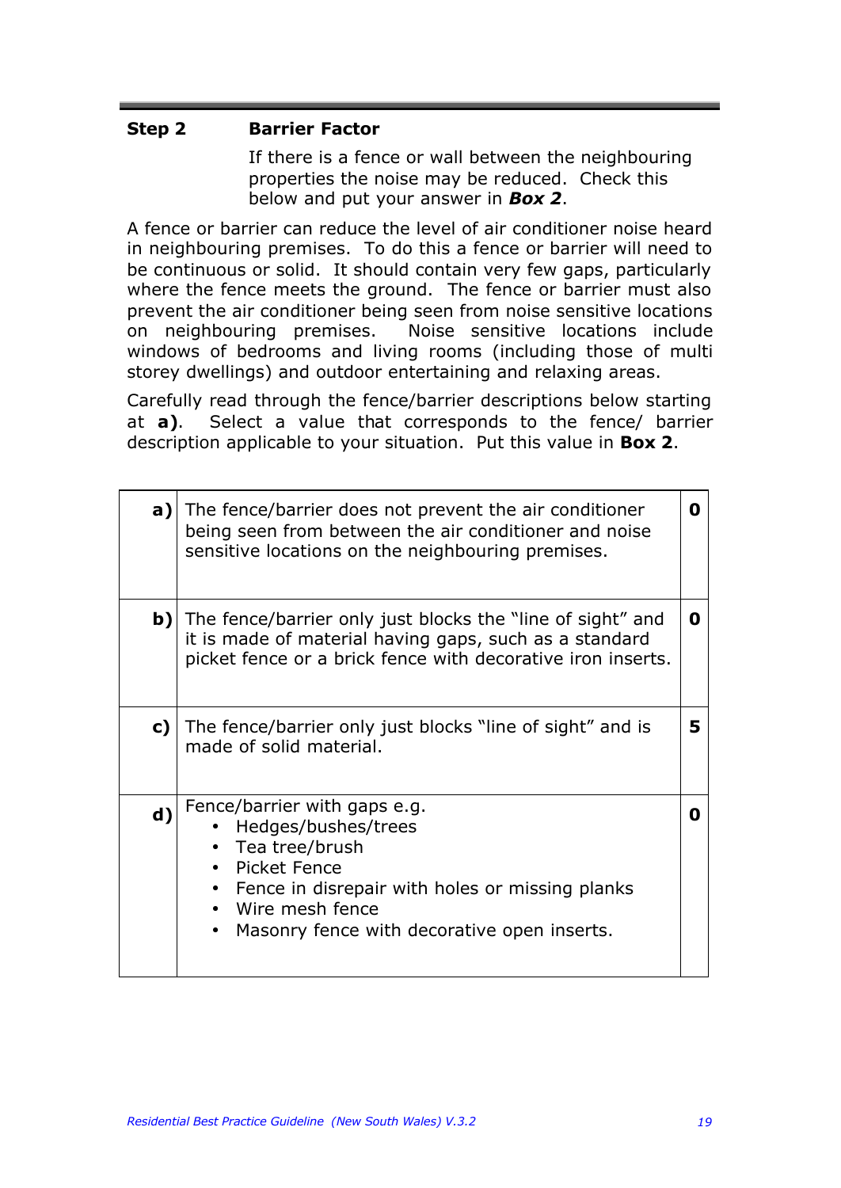## Step 2 Barrier Factor

If there is a fence or wall between the neighbouring properties the noise may be reduced. Check this below and put your answer in ***Box 2***.

A fence or barrier can reduce the level of air conditioner noise heard in neighbouring premises. To do this a fence or barrier will need to be continuous or solid. It should contain very few gaps, particularly where the fence meets the ground. The fence or barrier must also prevent the air conditioner being seen from noise sensitive locations on neighbouring premises. Noise sensitive locations include windows of bedrooms and living rooms (including those of multi storey dwellings) and outdoor entertaining and relaxing areas.

Carefully read through the fence/barrier descriptions below starting at **a)**. Select a value that corresponds to the fence/ barrier description applicable to your situation. Put this value in **Box 2**.

| | | |
|---|---|---|
| **a)** | The fence/barrier does not prevent the air conditioner being seen from between the air conditioner and noise sensitive locations on the neighbouring premises. | **0** |
| **b)** | The fence/barrier only just blocks the "line of sight" and it is made of material having gaps, such as a standard picket fence or a brick fence with decorative iron inserts. | **0** |
| **c)** | The fence/barrier only just blocks "line of sight" and is made of solid material. | **5** |
| **d)** | Fence/barrier with gaps e.g.<br>• Hedges/bushes/trees<br>• Tea tree/brush<br>• Picket Fence<br>• Fence in disrepair with holes or missing planks<br>• Wire mesh fence<br>• Masonry fence with decorative open inserts. | **0** |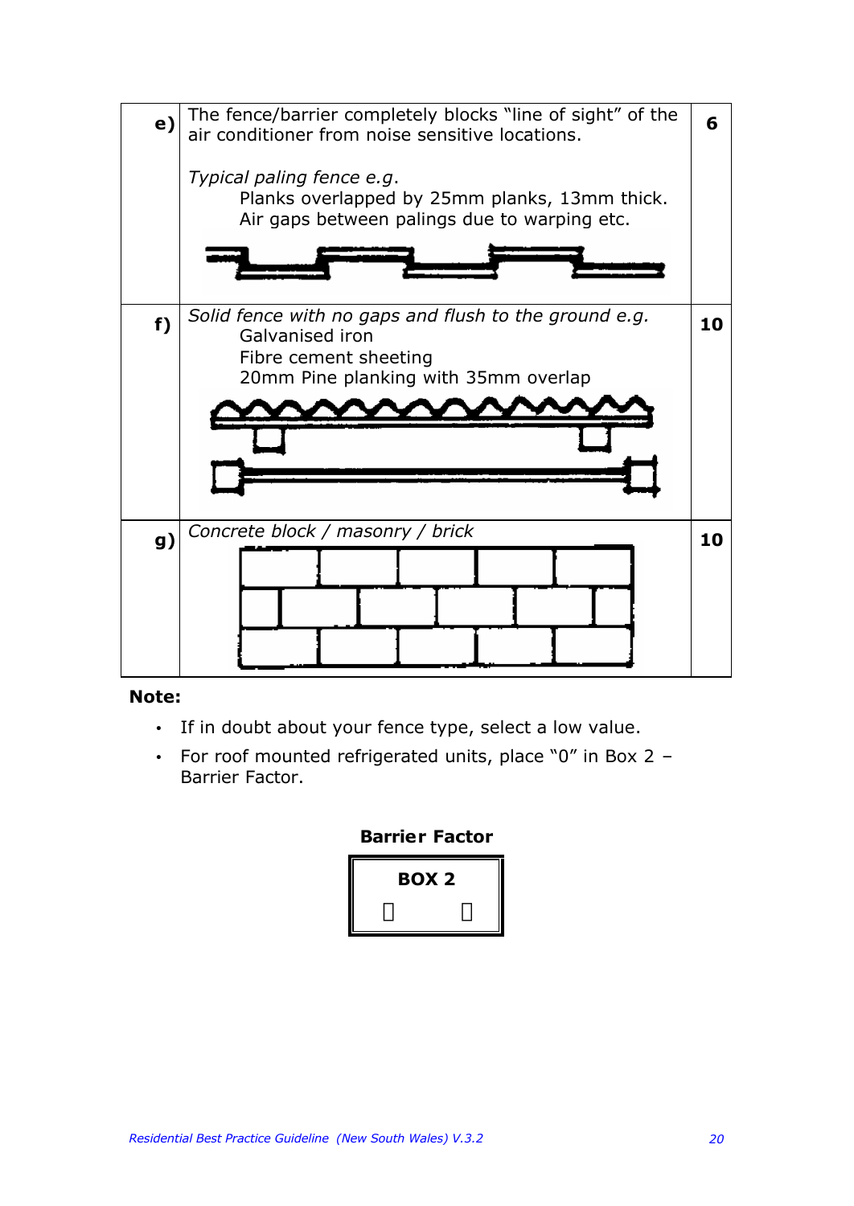| | | |
|---|---|---|
| **e)** | The fence/barrier completely blocks "line of sight" of the air conditioner from noise sensitive locations.<br><br>*Typical paling fence e.g.*<br>Planks overlapped by 25mm planks, 13mm thick.<br>Air gaps between palings due to warping etc. | **6** |
| **f)** | *Solid fence with no gaps and flush to the ground e.g.*<br>Galvanised iron<br>Fibre cement sheeting<br>20mm Pine planking with 35mm overlap | **10** |
| **g)** | *Concrete block / masonry / brick* | **10** |

**Note:**

- If in doubt about your fence type, select a low value.
- For roof mounted refrigerated units, place "0" in Box 2 – Barrier Factor.

**Barrier Factor**

| **BOX 2** |
|---|
| |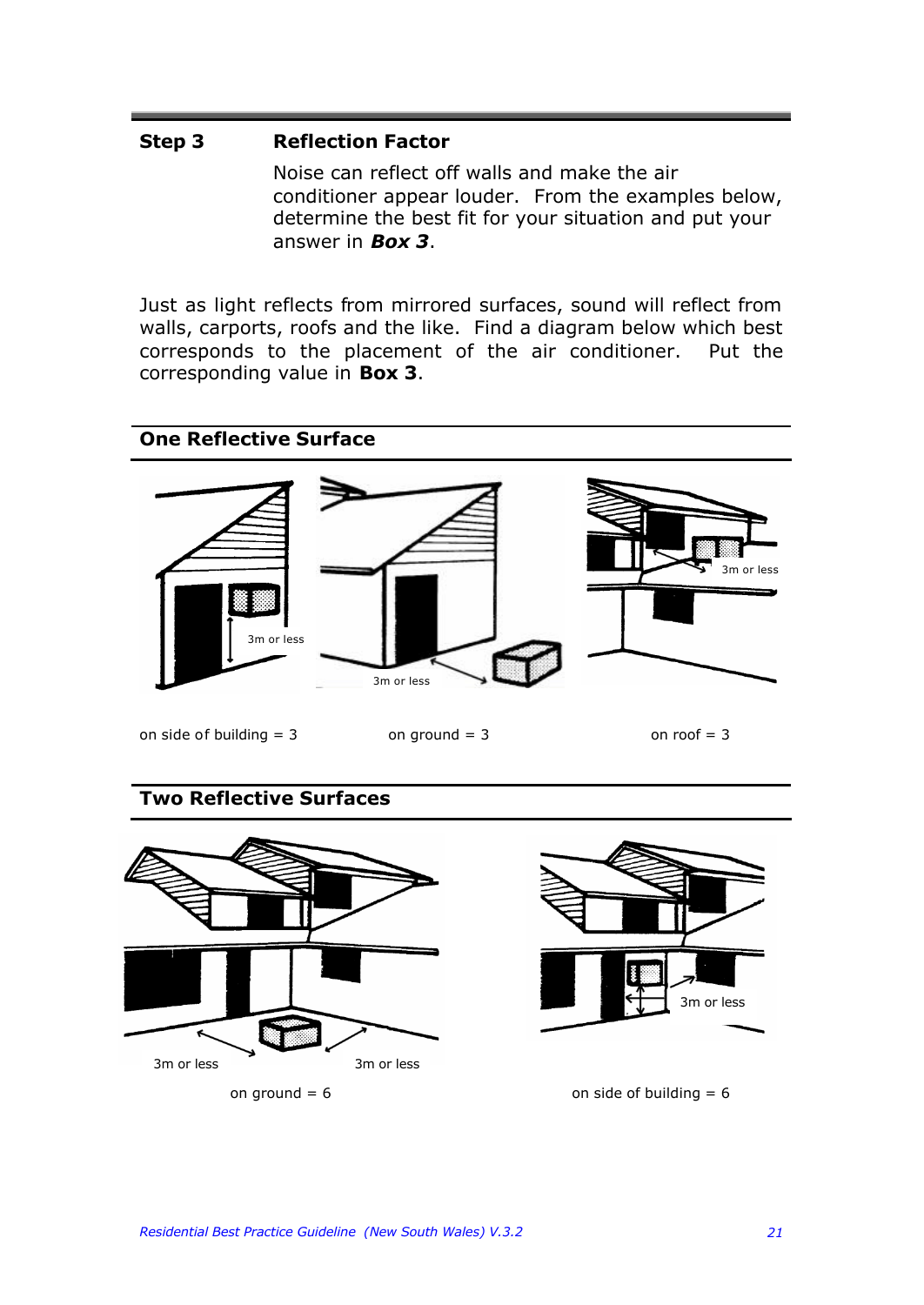## Step 3 Reflection Factor

Noise can reflect off walls and make the air conditioner appear louder. From the examples below, determine the best fit for your situation and put your answer in ***Box 3***.

Just as light reflects from mirrored surfaces, sound will reflect from walls, carports, roofs and the like. Find a diagram below which best corresponds to the placement of the air conditioner. Put the corresponding value in **Box 3**.

### One Reflective Surface

3m or less

3m or less

3m or less

on side of building = 3

on ground = 3

on roof = 3

### Two Reflective Surfaces

3m or less

3m or less

on ground = 6

3m or less

on side of building = 6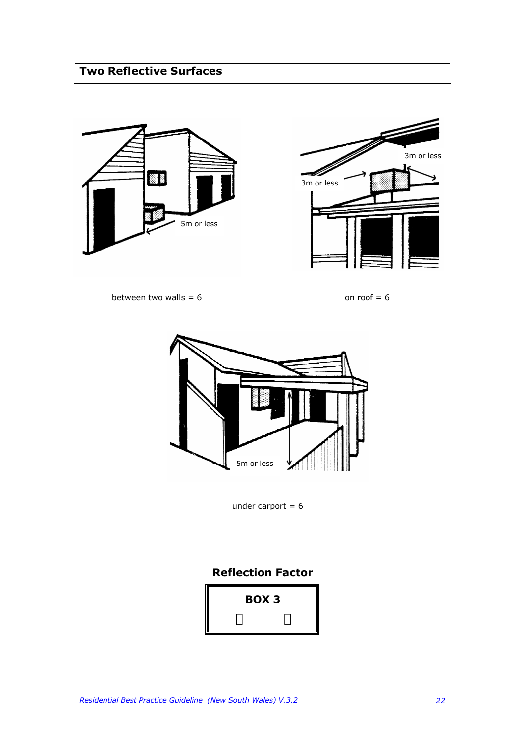## Two Reflective Surfaces

5m or less

between two walls = 6

3m or less

3m or less

on roof = 6

5m or less

under carport = 6

**Reflection Factor**

**BOX 3**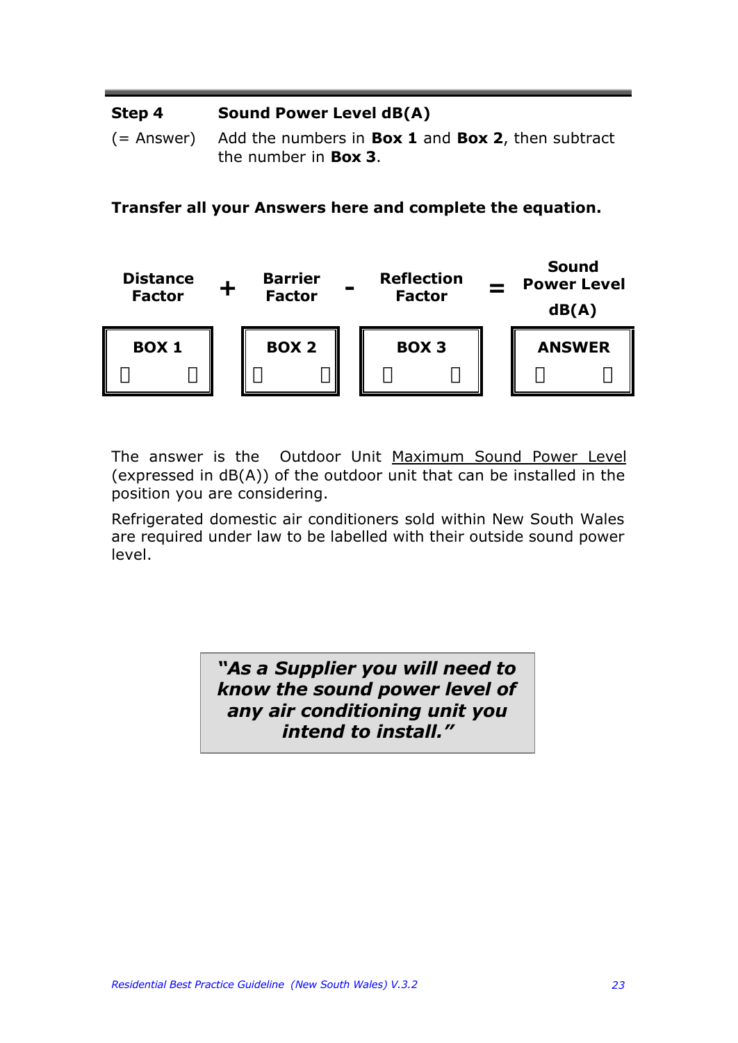| | |
|---|---|
| **Step 4** | **Sound Power Level dB(A)** |
| (= Answer) | Add the numbers in **Box 1** and **Box 2**, then subtract the number in **Box 3**. |

**Transfer all your Answers here and complete the equation.**

| Distance Factor | + | Barrier Factor | - | Reflection Factor | = | Sound Power Level dB(A) |
|---|---|---|---|---|---|---|
| **BOX 1** | | **BOX 2** | | **BOX 3** | | **ANSWER** |

The answer is the Outdoor Unit Maximum Sound Power Level (expressed in dB(A)) of the outdoor unit that can be installed in the position you are considering.

Refrigerated domestic air conditioners sold within New South Wales are required under law to be labelled with their outside sound power level.

> ***"As a Supplier you will need to know the sound power level of any air conditioning unit you intend to install."***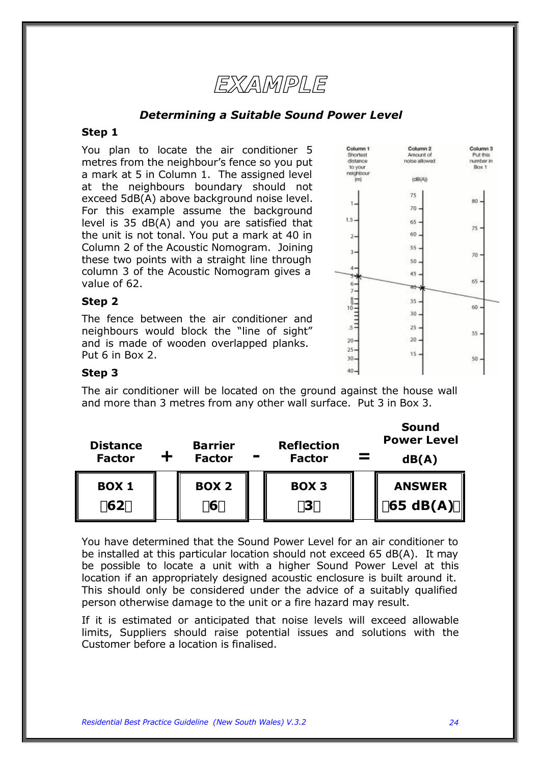# EXAMPLE

### *Determining a Suitable Sound Power Level*

**Step 1**

You plan to locate the air conditioner 5 metres from the neighbour's fence so you put a mark at 5 in Column 1. The assigned level at the neighbours boundary should not exceed 5dB(A) above background noise level. For this example assume the background level is 35 dB(A) and you are satisfied that the unit is not tonal. You put a mark at 40 in Column 2 of the Acoustic Nomogram. Joining these two points with a straight line through column 3 of the Acoustic Nomogram gives a value of 62.

Column 1
Shortest distance to your neighbour (m)
1
1.5
2
3
4
5
6
7
8
9
10
15
20
25
30
40

Column 2
Amount of noise allowed
(dB(A))
75
70
65
60
55
50
45
40
35
30
25
20
15

Column 3
Put this number in Box 1
80
75
70
65
60
55
50

**Step 2**

The fence between the air conditioner and neighbours would block the "line of sight" and is made of wooden overlapped planks. Put 6 in Box 2.

**Step 3**

The air conditioner will be located on the ground against the house wall and more than 3 metres from any other wall surface. Put 3 in Box 3.

| Distance Factor | + | Barrier Factor | - | Reflection Factor | = | Sound Power Level dB(A) |
|---|---|---|---|---|---|---|
| **BOX 1** **62** | | **BOX 2** **6** | | **BOX 3** **3** | | **ANSWER** **65 dB(A)** |

You have determined that the Sound Power Level for an air conditioner to be installed at this particular location should not exceed 65 dB(A). It may be possible to locate a unit with a higher Sound Power Level at this location if an appropriately designed acoustic enclosure is built around it. This should only be considered under the advice of a suitably qualified person otherwise damage to the unit or a fire hazard may result.

If it is estimated or anticipated that noise levels will exceed allowable limits, Suppliers should raise potential issues and solutions with the Customer before a location is finalised.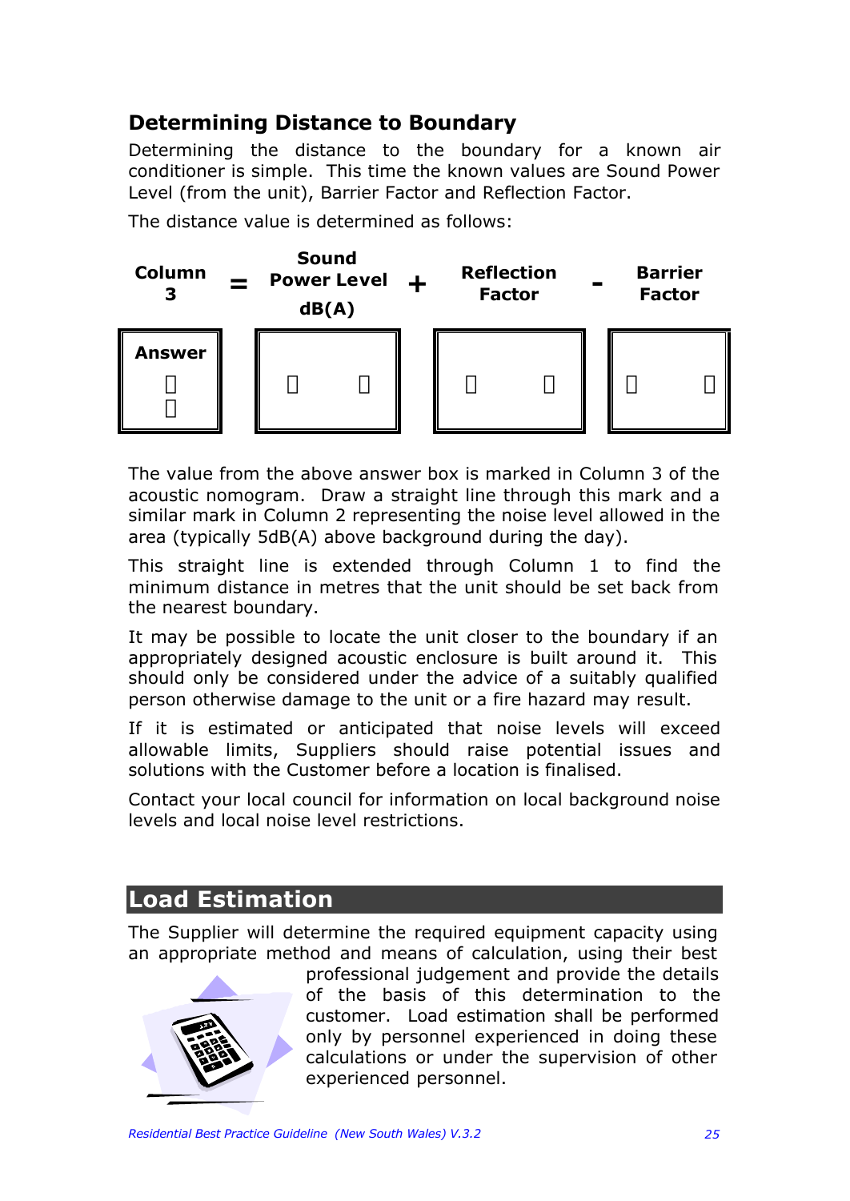## Determining Distance to Boundary

Determining the distance to the boundary for a known air conditioner is simple. This time the known values are Sound Power Level (from the unit), Barrier Factor and Reflection Factor.

The distance value is determined as follows:

| Column 3 | = | Sound Power Level dB(A) | + | Reflection Factor | - | Barrier Factor |
|---|---|---|---|---|---|---|
| Answer | | | | | | |

The value from the above answer box is marked in Column 3 of the acoustic nomogram. Draw a straight line through this mark and a similar mark in Column 2 representing the noise level allowed in the area (typically 5dB(A) above background during the day).

This straight line is extended through Column 1 to find the minimum distance in metres that the unit should be set back from the nearest boundary.

It may be possible to locate the unit closer to the boundary if an appropriately designed acoustic enclosure is built around it. This should only be considered under the advice of a suitably qualified person otherwise damage to the unit or a fire hazard may result.

If it is estimated or anticipated that noise levels will exceed allowable limits, Suppliers should raise potential issues and solutions with the Customer before a location is finalised.

Contact your local council for information on local background noise levels and local noise level restrictions.

# Load Estimation

The Supplier will determine the required equipment capacity using an appropriate method and means of calculation, using their best professional judgement and provide the details of the basis of this determination to the customer. Load estimation shall be performed only by personnel experienced in doing these calculations or under the supervision of other experienced personnel.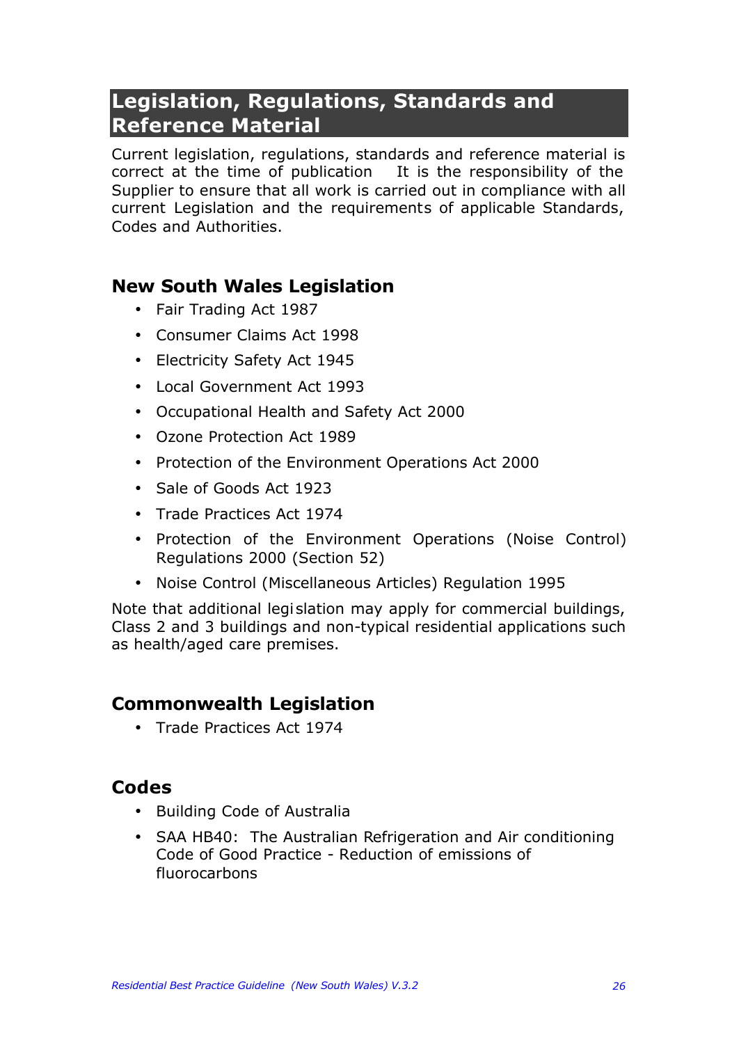## Legislation, Regulations, Standards and Reference Material

Current legislation, regulations, standards and reference material is correct at the time of publication It is the responsibility of the Supplier to ensure that all work is carried out in compliance with all current Legislation and the requirements of applicable Standards, Codes and Authorities.

### New South Wales Legislation

- Fair Trading Act 1987
- Consumer Claims Act 1998
- Electricity Safety Act 1945
- Local Government Act 1993
- Occupational Health and Safety Act 2000
- Ozone Protection Act 1989
- Protection of the Environment Operations Act 2000
- Sale of Goods Act 1923
- Trade Practices Act 1974
- Protection of the Environment Operations (Noise Control) Regulations 2000 (Section 52)
- Noise Control (Miscellaneous Articles) Regulation 1995

Note that additional legislation may apply for commercial buildings, Class 2 and 3 buildings and non-typical residential applications such as health/aged care premises.

### Commonwealth Legislation

- Trade Practices Act 1974

### Codes

- Building Code of Australia
- SAA HB40: The Australian Refrigeration and Air conditioning Code of Good Practice - Reduction of emissions of fluorocarbons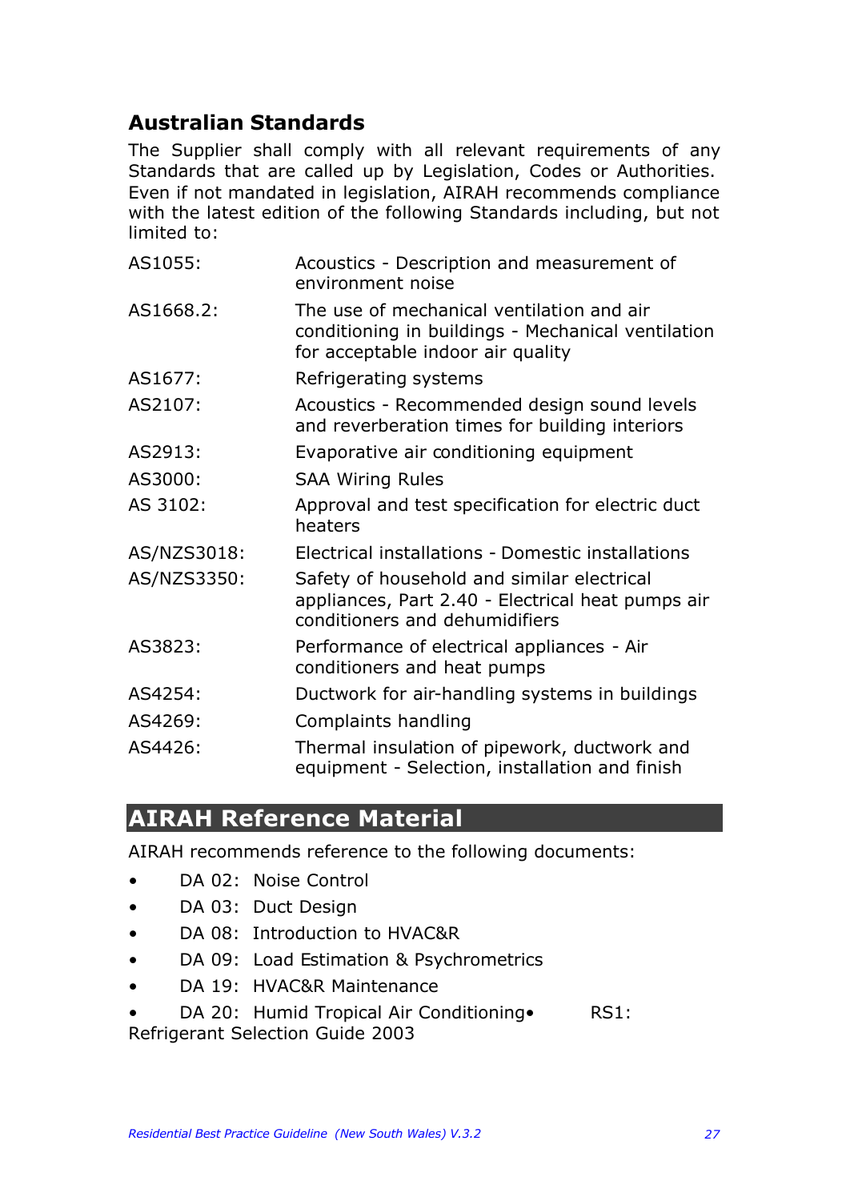## Australian Standards

The Supplier shall comply with all relevant requirements of any Standards that are called up by Legislation, Codes or Authorities. Even if not mandated in legislation, AIRAH recommends compliance with the latest edition of the following Standards including, but not limited to:

| | |
|---|---|
| AS1055: | Acoustics - Description and measurement of environment noise |
| AS1668.2: | The use of mechanical ventilation and air conditioning in buildings - Mechanical ventilation for acceptable indoor air quality |
| AS1677: | Refrigerating systems |
| AS2107: | Acoustics - Recommended design sound levels and reverberation times for building interiors |
| AS2913: | Evaporative air conditioning equipment |
| AS3000: | SAA Wiring Rules |
| AS 3102: | Approval and test specification for electric duct heaters |
| AS/NZS3018: | Electrical installations - Domestic installations |
| AS/NZS3350: | Safety of household and similar electrical appliances, Part 2.40 - Electrical heat pumps air conditioners and dehumidifiers |
| AS3823: | Performance of electrical appliances - Air conditioners and heat pumps |
| AS4254: | Ductwork for air-handling systems in buildings |
| AS4269: | Complaints handling |
| AS4426: | Thermal insulation of pipework, ductwork and equipment - Selection, installation and finish |

## AIRAH Reference Material

AIRAH recommends reference to the following documents:

- DA 02: Noise Control
- DA 03: Duct Design
- DA 08: Introduction to HVAC&R
- DA 09: Load Estimation & Psychrometrics
- DA 19: HVAC&R Maintenance
- DA 20: Humid Tropical Air Conditioning
- RS1: Refrigerant Selection Guide 2003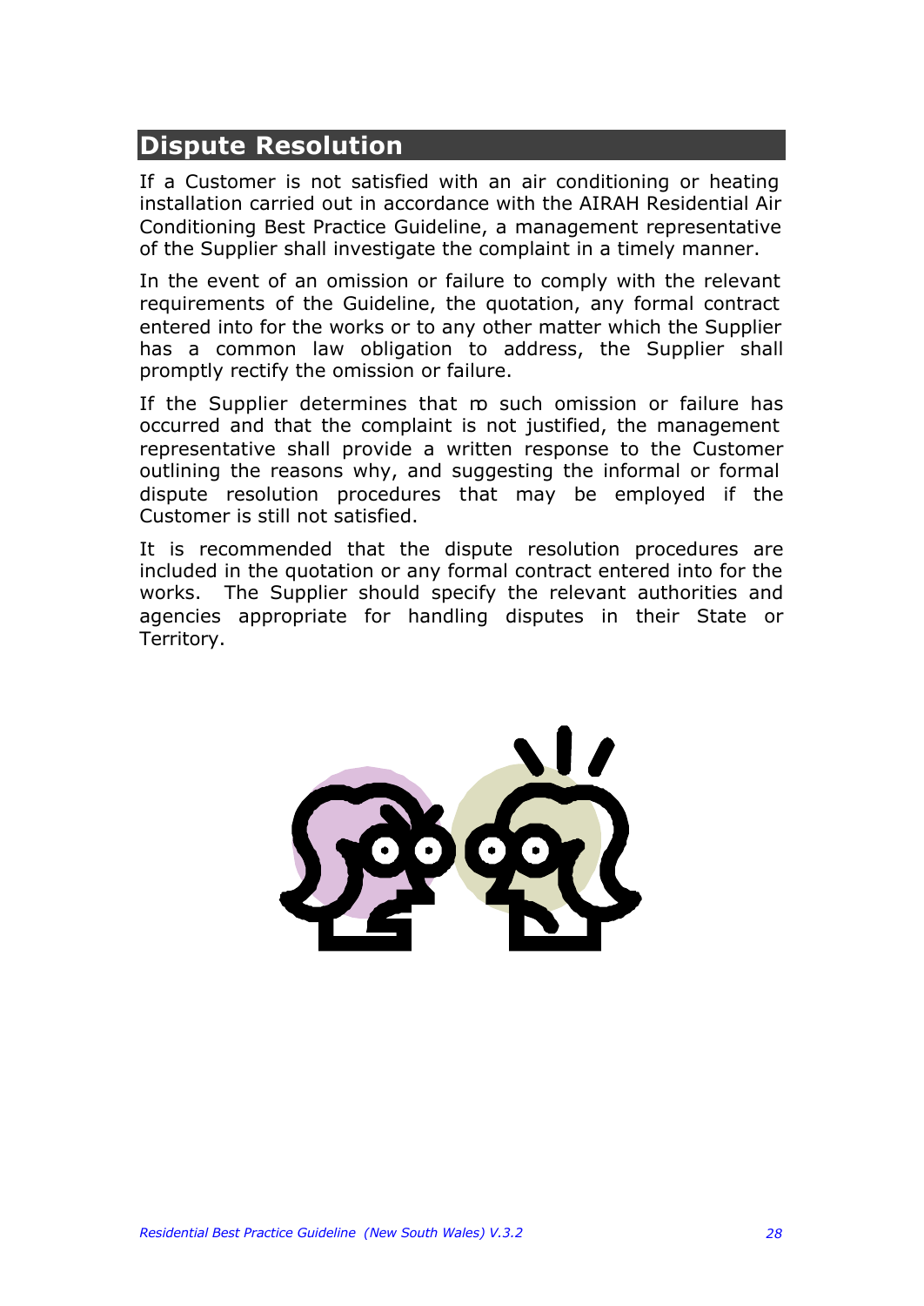## Dispute Resolution

If a Customer is not satisfied with an air conditioning or heating installation carried out in accordance with the AIRAH Residential Air Conditioning Best Practice Guideline, a management representative of the Supplier shall investigate the complaint in a timely manner.

In the event of an omission or failure to comply with the relevant requirements of the Guideline, the quotation, any formal contract entered into for the works or to any other matter which the Supplier has a common law obligation to address, the Supplier shall promptly rectify the omission or failure.

If the Supplier determines that no such omission or failure has occurred and that the complaint is not justified, the management representative shall provide a written response to the Customer outlining the reasons why, and suggesting the informal or formal dispute resolution procedures that may be employed if the Customer is still not satisfied.

It is recommended that the dispute resolution procedures are included in the quotation or any formal contract entered into for the works. The Supplier should specify the relevant authorities and agencies appropriate for handling disputes in their State or Territory.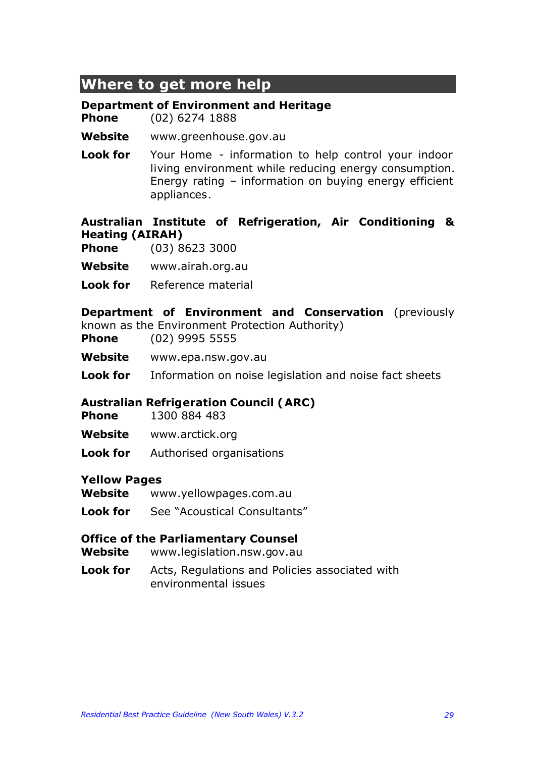## Where to get more help

**Department of Environment and Heritage**

**Phone** (02) 6274 1888

**Website** www.greenhouse.gov.au

**Look for** Your Home - information to help control your indoor living environment while reducing energy consumption. Energy rating – information on buying energy efficient appliances.

**Australian Institute of Refrigeration, Air Conditioning & Heating (AIRAH)**

**Phone** (03) 8623 3000

**Website** www.airah.org.au

**Look for** Reference material

**Department of Environment and Conservation** (previously known as the Environment Protection Authority)

**Phone** (02) 9995 5555

**Website** www.epa.nsw.gov.au

**Look for** Information on noise legislation and noise fact sheets

**Australian Refrigeration Council (ARC)**

**Phone** 1300 884 483

**Website** www.arctick.org

**Look for** Authorised organisations

**Yellow Pages**

**Website** www.yellowpages.com.au

**Look for** See "Acoustical Consultants"

**Office of the Parliamentary Counsel**

**Website** www.legislation.nsw.gov.au

**Look for** Acts, Regulations and Policies associated with environmental issues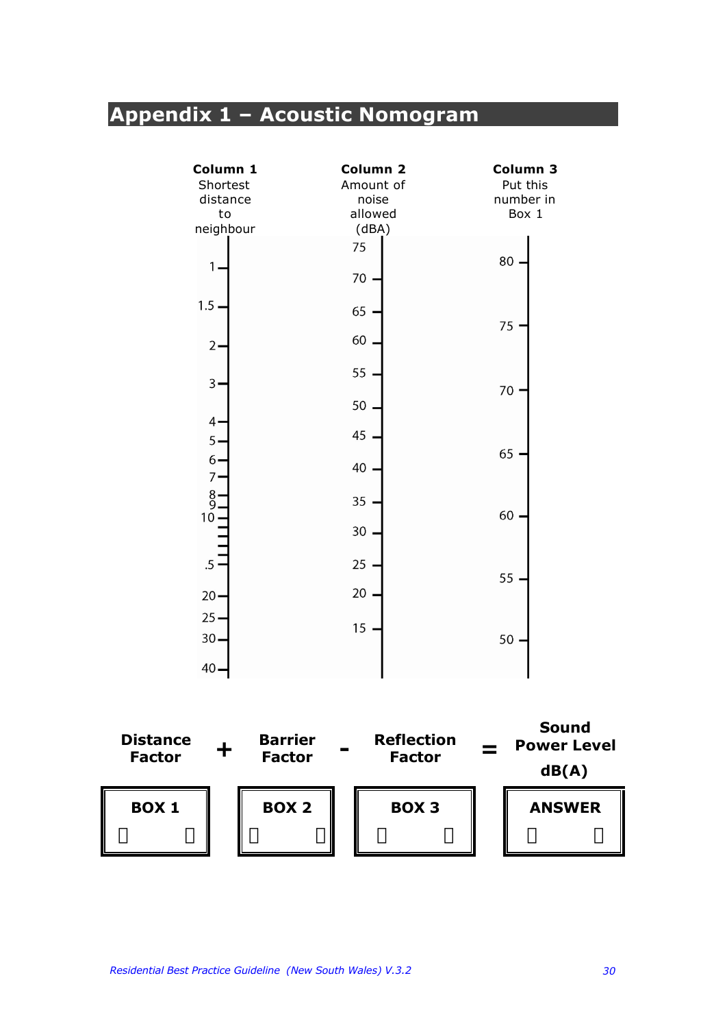# Appendix 1 – Acoustic Nomogram

**Column 1**
Shortest distance to neighbour

1
1.5
2
3
4
5
6
7
8
9
10
.5
20
25
30
40

**Column 2**
Amount of noise allowed (dBA)

75
70
65
60
55
50
45
40
35
30
25
20
15

**Column 3**
Put this number in Box 1

80
75
70
65
60
55
50

**Distance Factor** + **Barrier Factor** - **Reflection Factor** = **Sound Power Level dB(A)**

| | | | |
|---|---|---|---|
| **BOX 1** | **BOX 2** | **BOX 3** | **ANSWER** |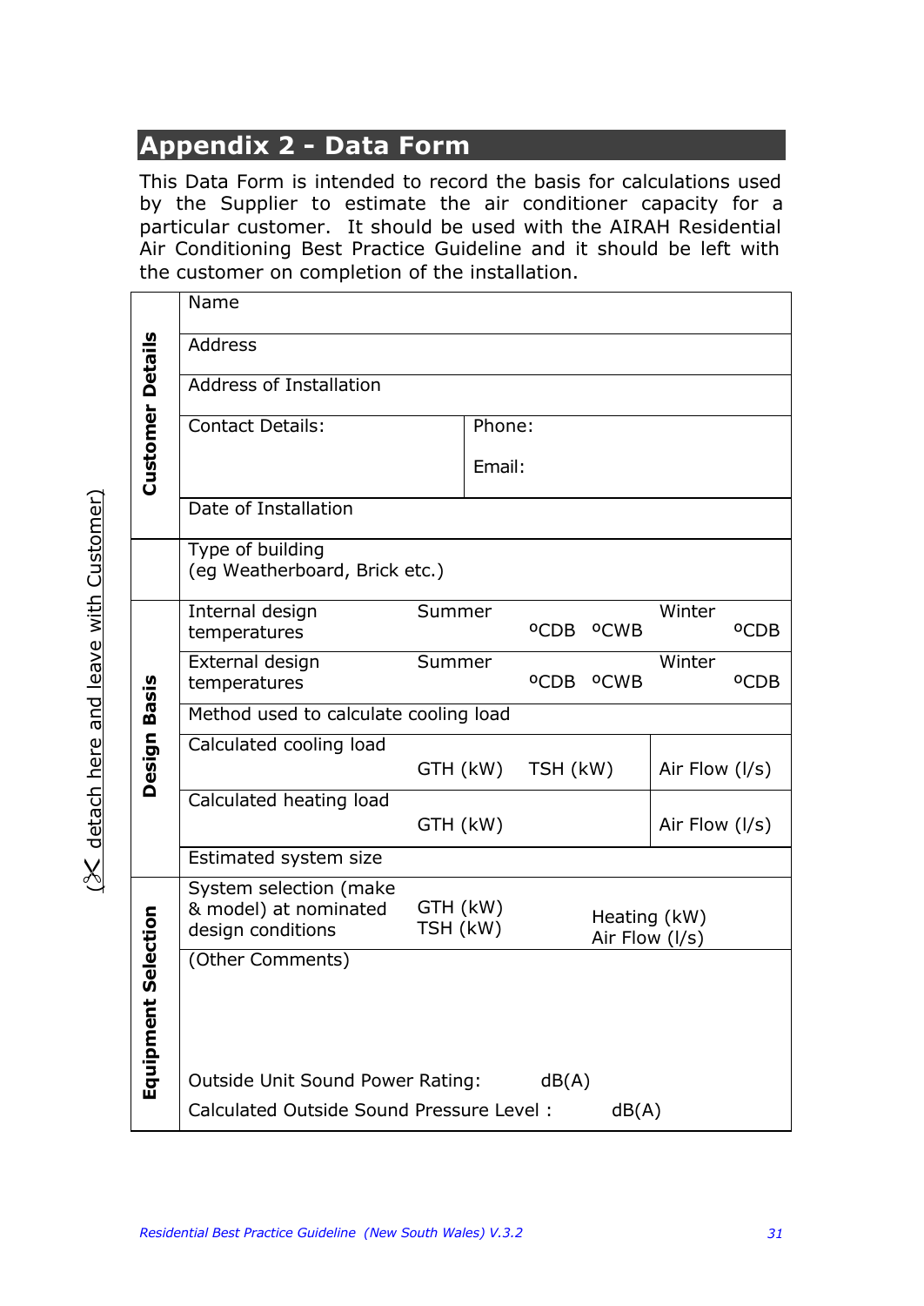# Appendix 2 - Data Form

This Data Form is intended to record the basis for calculations used by the Supplier to estimate the air conditioner capacity for a particular customer. It should be used with the AIRAH Residential Air Conditioning Best Practice Guideline and it should be left with the customer on completion of the installation.

(✂ detach here and leave with Customer)

| | | | | | | |
|---|---|---|---|---|---|---|
| **Customer Details** | Name | | | | | |
| | Address | | | | | |
| | Address of Installation | | | | | |
| | Contact Details: | | Phone:<br><br>Email: | | | |
| | Date of Installation | | | | | |
| | Type of building<br>(eg Weatherboard, Brick etc.) | | | | | |
| **Design Basis** | Internal design temperatures | Summer | ºCDB | ºCWB | Winter | ºCDB |
| | External design temperatures | Summer | ºCDB | ºCWB | Winter | ºCDB |
| | Method used to calculate cooling load | | | | | |
| | Calculated cooling load | GTH (kW) | TSH (kW) | | Air Flow (l/s) | |
| | Calculated heating load | GTH (kW) | | | Air Flow (l/s) | |
| | Estimated system size | | | | | |
| **Equipment Selection** | System selection (make & model) at nominated design conditions | GTH (kW)<br>TSH (kW) | | Heating (kW)<br>Air Flow (l/s) | | |
| | (Other Comments)<br><br><br><br>Outside Unit Sound Power Rating: dB(A)<br>Calculated Outside Sound Pressure Level : dB(A) | | | | | |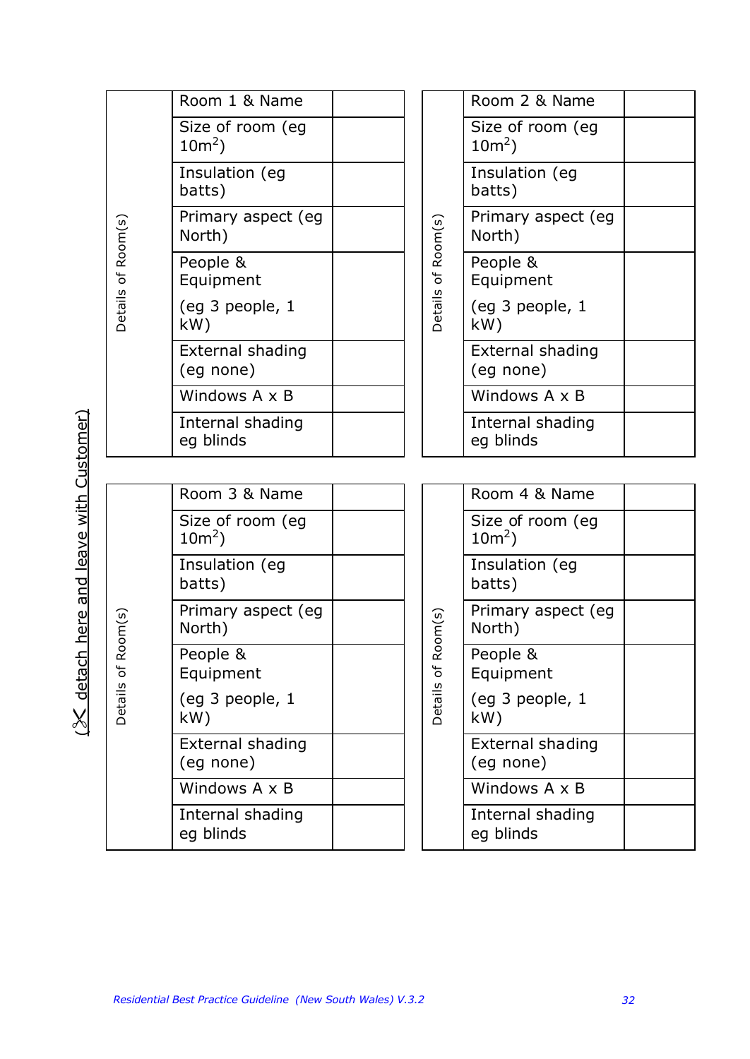(✂ detach here and leave with Customer)

| Details of Room(s) | | |
|---|---|---|
| | Room 1 & Name | |
| | Size of room (eg $10m^2$) | |
| | Insulation (eg batts) | |
| | Primary aspect (eg North) | |
| | People & Equipment (eg 3 people, 1 kW) | |
| | External shading (eg none) | |
| | Windows A x B | |
| | Internal shading eg blinds | |

| Details of Room(s) | | |
|---|---|---|
| | Room 2 & Name | |
| | Size of room (eg $10m^2$) | |
| | Insulation (eg batts) | |
| | Primary aspect (eg North) | |
| | People & Equipment (eg 3 people, 1 kW) | |
| | External shading (eg none) | |
| | Windows A x B | |
| | Internal shading eg blinds | |

| Details of Room(s) | | |
|---|---|---|
| | Room 3 & Name | |
| | Size of room (eg $10m^2$) | |
| | Insulation (eg batts) | |
| | Primary aspect (eg North) | |
| | People & Equipment (eg 3 people, 1 kW) | |
| | External shading (eg none) | |
| | Windows A x B | |
| | Internal shading eg blinds | |

| Details of Room(s) | | |
|---|---|---|
| | Room 4 & Name | |
| | Size of room (eg $10m^2$) | |
| | Insulation (eg batts) | |
| | Primary aspect (eg North) | |
| | People & Equipment (eg 3 people, 1 kW) | |
| | External shading (eg none) | |
| | Windows A x B | |
| | Internal shading eg blinds | |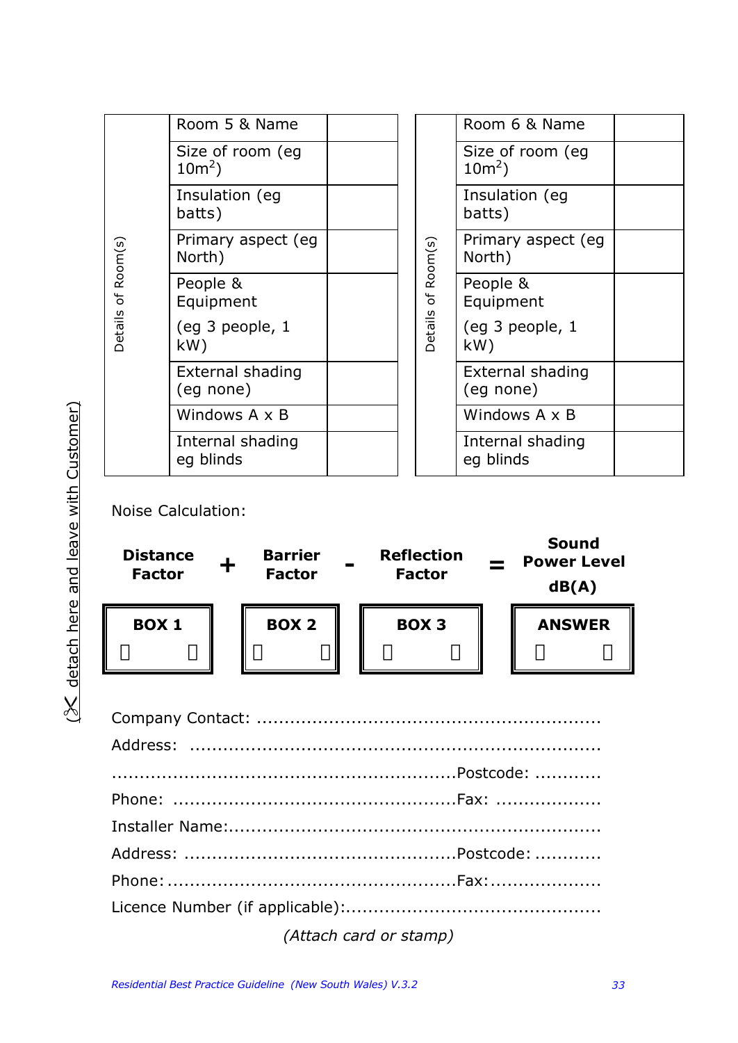| Details of Room(s) | Room 5 & Name | |
|---|---|---|
| | Size of room (eg $10m^2$) | |
| | Insulation (eg batts) | |
| | Primary aspect (eg North) | |
| | People & Equipment (eg 3 people, 1 kW) | |
| | External shading (eg none) | |
| | Windows A x B | |
| | Internal shading eg blinds | |

| Details of Room(s) | Room 6 & Name | |
|---|---|---|
| | Size of room (eg $10m^2$) | |
| | Insulation (eg batts) | |
| | Primary aspect (eg North) | |
| | People & Equipment (eg 3 people, 1 kW) | |
| | External shading (eg none) | |
| | Windows A x B | |
| | Internal shading eg blinds | |

Noise Calculation:

| **Distance Factor** | + | **Barrier Factor** | - | **Reflection Factor** | = | **Sound Power Level dB(A)** |
|---|---|---|---|---|---|---|
| **BOX 1** | | **BOX 2** | | **BOX 3** | | **ANSWER** |

Company Contact: ..............................................................

Address: ..........................................................................

..............................................................Postcode: ............

Phone: ..................................................Fax: ..................

Installer Name:..................................................................

Address: ................................................Postcode: ............

Phone:..................................................Fax:....................

Licence Number (if applicable):.............................................

*(Attach card or stamp)*

(✂ detach here and leave with Customer)